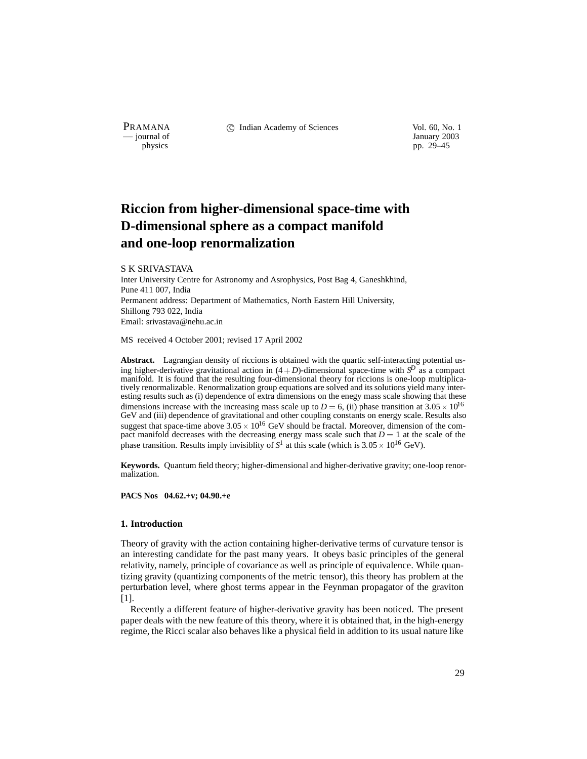# Riccion from higher-dimensional space-time with D-dimensional sphere as a compact manifold and one-loop renormalization

S K SRIVASTAVA

Inter University Centre for Astronomy and Asrophysics, Post Bag 4, Ganeshkhind, Pune 411 007, India

Permanent address: Department of Mathematics, North Eastern Hill University, Shillong 793 022, India

Email: srivastava@nehu.ac.in

MS received 4 October 2001; revised 17 April 2002

**Abstract.** Lagrangian density of riccions is obtained with the quartic self-interacting potential using higher-derivative gravitational action in $(4+D)$-dimensional space-time with $S^D$ as a compact manifold. It is found that the resulting four-dimensional theory for riccions is one-loop multiplicatively renormalizable. Renormalization group equations are solved and its solutions yield many interesting results such as (i) dependence of extra dimensions on the enegy mass scale showing that these dimensions increase with the increasing mass scale up to $D = 6$, (ii) phase transition at $3.05\times 10^{16}$ GeV and (iii) dependence of gravitational and other coupling constants on energy scale. Results also suggest that space-time above $3.05\times 10^{16}$ GeV should be fractal. Moreover, dimension of the compact manifold decreases with the decreasing energy mass scale such that $D = 1$ at the scale of the phase transition. Results imply invisiblity of $S^1$ at this scale (which is $3.05\times 10^{16}$ GeV).

**Keywords.** Quantum field theory; higher-dimensional and higher-derivative gravity; one-loop renormalization.

**PACS Nos 04.62.+v; 04.90.+e**

## 1. Introduction

Theory of gravity with the action containing higher-derivative terms of curvature tensor is an interesting candidate for the past many years. It obeys basic principles of the general relativity, namely, principle of covariance as well as principle of equivalence. While quantizing gravity (quantizing components of the metric tensor), this theory has problem at the perturbation level, where ghost terms appear in the Feynman propagator of the graviton [1].

Recently a different feature of higher-derivative gravity has been noticed. The present paper deals with the new feature of this theory, where it is obtained that, in the high-energy regime, the Ricci scalar also behaves like a physical field in addition to its usual nature like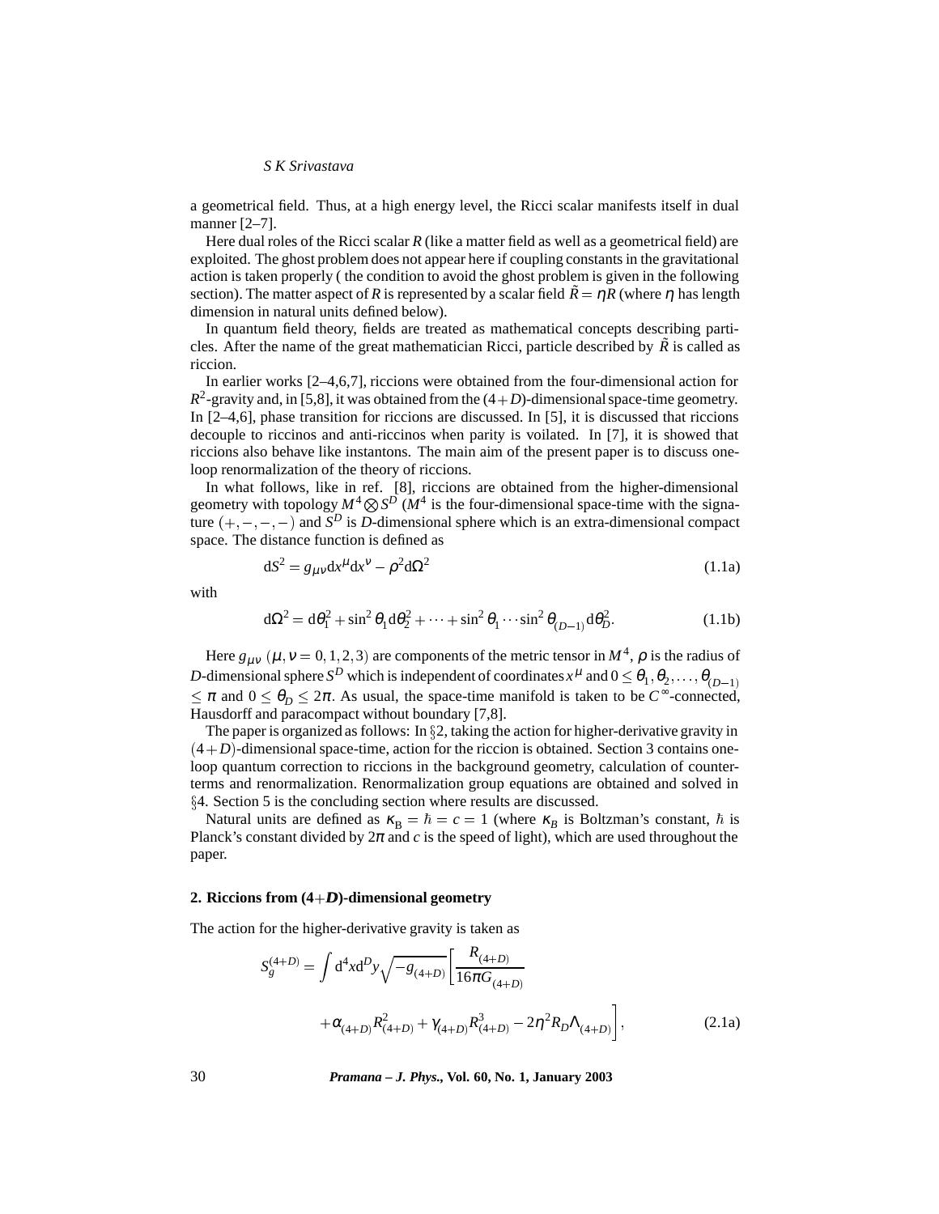a geometrical field. Thus, at a high energy level, the Ricci scalar manifests itself in dual manner [2–7].

Here dual roles of the Ricci scalar $R$ (like a matter field as well as a geometrical field) are exploited. The ghost problem does not appear here if coupling constants in the gravitational action is taken properly ( the condition to avoid the ghost problem is given in the following section). The matter aspect of $R$ is represented by a scalar field $\tilde{R} = \eta R$ (where $\eta$ has length dimension in natural units defined below).

In quantum field theory, fields are treated as mathematical concepts describing particles. After the name of the great mathematician Ricci, particle described by $\tilde{R}$ is called as riccion.

In earlier works [2–4,6,7], riccions were obtained from the four-dimensional action for $R^2$-gravity and, in [5,8], it was obtained from the $(4+D)$-dimensional space-time geometry. In [2–4,6], phase transition for riccions are discussed. In [5], it is discussed that riccions decouple to riccinos and anti-riccinos when parity is violated. In [7], it is showed that riccions also behave like instantons. The main aim of the present paper is to discuss one-loop renormalization of the theory of riccions.

In what follows, like in ref. [8], riccions are obtained from the higher-dimensional geometry with topology $M^4 \bigotimes S^D$ ($M^4$ is the four-dimensional space-time with the signature $(+,-,-,-)$ and $S^D$ is $D$-dimensional sphere which is an extra-dimensional compact space. The distance function is defined as

$$\mathrm{d}S^2 = g_{\mu\nu}\mathrm{d}x^{\mu}\mathrm{d}x^{\nu} - \rho^2 \mathrm{d}\Omega^2 \tag{1.1a}$$

with

$$\mathrm{d}\Omega^2 = \mathrm{d}\theta_1^2 + \sin^2\theta_1 \mathrm{d}\theta_2^2 + \cdots + \sin^2\theta_1 \cdots \sin^2\theta_{(D-1)} \mathrm{d}\theta_D^2. \tag{1.1b}$$

Here $g_{\mu\nu}$ ($\mu, \nu = 0,1,2,3$) are components of the metric tensor in $M^4$, $\rho$ is the radius of $D$-dimensional sphere $S^D$ which is independent of coordinates $x^{\mu}$ and $0 \leq \theta_1, \theta_2, \ldots, \theta_{(D-1)} \leq \pi$ and $0 \leq \theta_D \leq 2\pi$. As usual, the space-time manifold is taken to be $C^{\infty}$-connected, Hausdorff and paracompact without boundary [7,8].

The paper is organized as follows: In §2, taking the action for higher-derivative gravity in $(4+D)$-dimensional space-time, action for the riccion is obtained. Section 3 contains one-loop quantum correction to riccions in the background geometry, calculation of counter-terms and renormalization. Renormalization group equations are obtained and solved in §4. Section 5 is the concluding section where results are discussed.

Natural units are defined as $\kappa_{\mathrm{B}} = \hbar = c = 1$ (where $\kappa_B$ is Boltzman's constant, $\hbar$ is Planck's constant divided by $2\pi$ and $c$ is the speed of light), which are used throughout the paper.

## 2. Riccions from (4+*D*)-dimensional geometry

The action for the higher-derivative gravity is taken as

$$S_g^{(4+D)} = \int \mathrm{d}^4x\mathrm{d}^Dy\sqrt{-g_{(4+D)}}\left[\frac{R_{(4+D)}}{16\pi G_{(4+D)}} + \alpha_{(4+D)}R^2_{(4+D)} + \gamma_{(4+D)}R^3_{(4+D)} - 2\eta^2 R_D \Lambda_{(4+D)}\right], \tag{2.1a}$$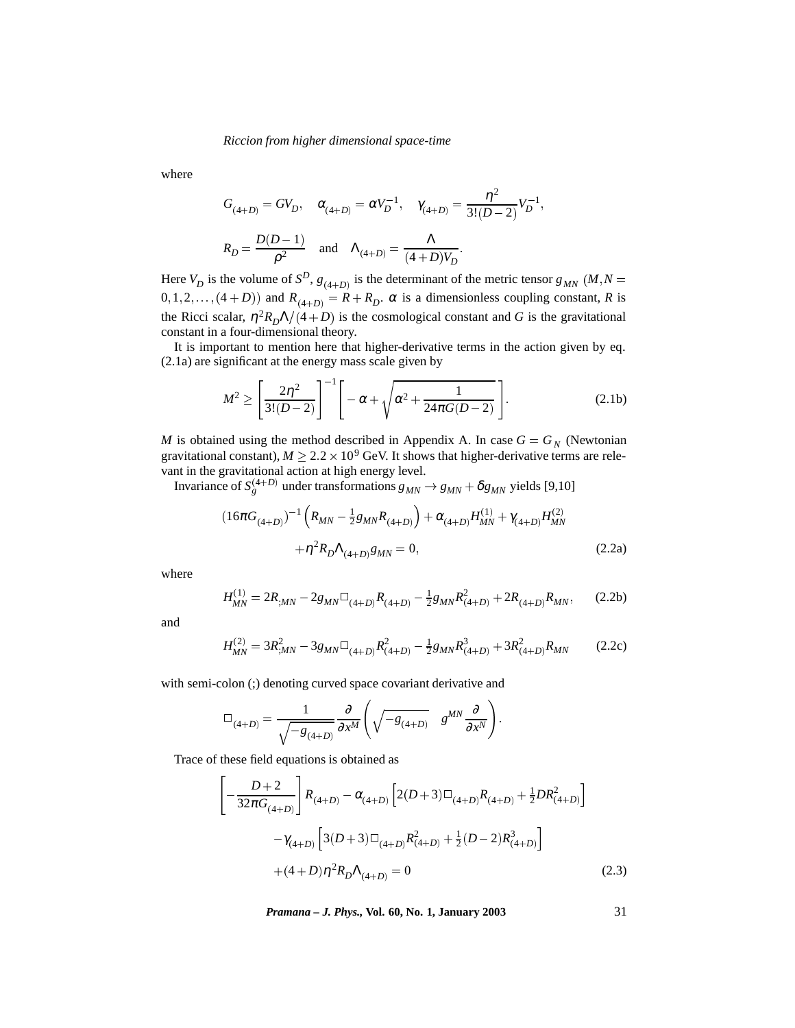where

$$G_{(4+D)} = GV_D, \quad \alpha_{(4+D)} = \alpha V_D^{-1}, \quad \gamma_{(4+D)} = \frac{\eta^2}{3!(D-2)} V_D^{-1},$$

$$R_D = \frac{D(D-1)}{\rho^2} \quad \text{and} \quad \Lambda_{(4+D)} = \frac{\Lambda}{(4+D)V_D}.$$

Here $V_D$ is the volume of $S^D$, $g_{(4+D)}$ is the determinant of the metric tensor $g_{MN}$ $(M,N = 0,1,2,\ldots,(4+D))$ and $R_{(4+D)} = R + R_D$. $\alpha$ is a dimensionless coupling constant, $R$ is the Ricci scalar, $\eta^2 R_D \Lambda/(4+D)$ is the cosmological constant and $G$ is the gravitational constant in a four-dimensional theory.

It is important to mention here that higher-derivative terms in the action given by eq. (2.1a) are significant at the energy mass scale given by

$$M^2 \geq \left[\frac{2\eta^2}{3!(D-2)}\right]^{-1} \left[-\alpha + \sqrt{\alpha^2 + \frac{1}{24\pi G(D-2)}}\right]. \tag{2.1b}$$

$M$ is obtained using the method described in Appendix A. In case $G = G_N$ (Newtonian gravitational constant), $M \geq 2.2 \times 10^9$ GeV. It shows that higher-derivative terms are relevant in the gravitational action at high energy level.

Invariance of $S_g^{(4+D)}$ under transformations $g_{MN} \to g_{MN} + \delta g_{MN}$ yields [9,10]

$$(16\pi G_{(4+D)})^{-1}\left(R_{MN} - \tfrac{1}{2} g_{MN} R_{(4+D)}\right) + \alpha_{(4+D)} H_{MN}^{(1)} + \gamma_{(4+D)} H_{MN}^{(2)}$$
$$+ \eta^2 R_D \Lambda_{(4+D)} g_{MN} = 0, \tag{2.2a}$$

where

$$H_{MN}^{(1)} = 2R_{;MN} - 2g_{MN}\Box_{(4+D)} R_{(4+D)} - \tfrac{1}{2} g_{MN} R_{(4+D)}^2 + 2R_{(4+D)} R_{MN}, \tag{2.2b}$$

and

$$H_{MN}^{(2)} = 3R_{;MN}^2 - 3g_{MN}\Box_{(4+D)} R_{(4+D)}^2 - \tfrac{1}{2} g_{MN} R_{(4+D)}^3 + 3R_{(4+D)}^2 R_{MN} \tag{2.2c}$$

with semi-colon (;) denoting curved space covariant derivative and

$$\Box_{(4+D)} = \frac{1}{\sqrt{-g_{(4+D)}}} \frac{\partial}{\partial x^M}\left(\sqrt{-g_{(4+D)}} \quad g^{MN} \frac{\partial}{\partial x^N}\right).$$

Trace of these field equations is obtained as

$$\left[-\frac{D+2}{32\pi G_{(4+D)}}\right] R_{(4+D)} - \alpha_{(4+D)}\left[2(D+3)\Box_{(4+D)} R_{(4+D)} + \tfrac{1}{2} D R_{(4+D)}^2\right]$$
$$-\gamma_{(4+D)}\left[3(D+3)\Box_{(4+D)} R_{(4+D)}^2 + \tfrac{1}{2}(D-2) R_{(4+D)}^3\right]$$
$$+(4+D)\eta^2 R_D \Lambda_{(4+D)} = 0 \tag{2.3}$$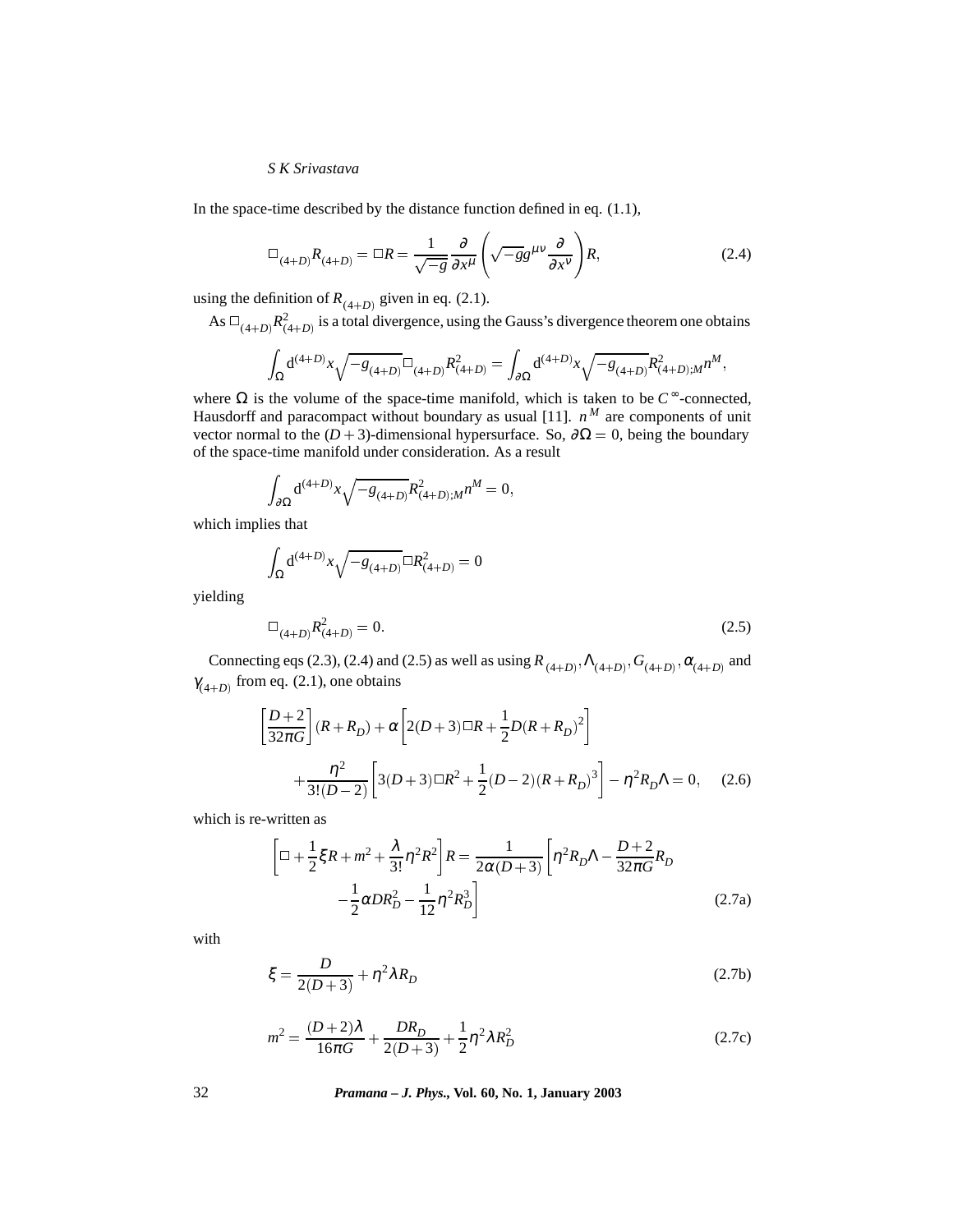In the space-time described by the distance function defined in eq. (1.1),

$$\Box_{(4+D)} R_{(4+D)} = \Box R = \frac{1}{\sqrt{-g}} \frac{\partial}{\partial x^\mu} \left( \sqrt{-g} g^{\mu\nu} \frac{\partial}{\partial x^\nu} \right) R, \tag{2.4}$$

using the definition of $R_{(4+D)}$ given in eq. (2.1).

As $\Box_{(4+D)} R^2_{(4+D)}$ is a total divergence, using the Gauss's divergence theorem one obtains

$$\int_\Omega \mathrm{d}^{(4+D)} x \sqrt{-g_{(4+D)}} \Box_{(4+D)} R^2_{(4+D)} = \int_{\partial\Omega} \mathrm{d}^{(4+D)} x \sqrt{-g_{(4+D)}} R^2_{(4+D);M} n^M,$$

where $\Omega$ is the volume of the space-time manifold, which is taken to be $C^\infty$-connected, Hausdorff and paracompact without boundary as usual [11]. $n^M$ are components of unit vector normal to the $(D+3)$-dimensional hypersurface. So, $\partial\Omega = 0$, being the boundary of the space-time manifold under consideration. As a result

$$\int_{\partial\Omega} \mathrm{d}^{(4+D)} x \sqrt{-g_{(4+D)}} R^2_{(4+D);M} n^M = 0,$$

which implies that

$$\int_\Omega \mathrm{d}^{(4+D)} x \sqrt{-g_{(4+D)}} \Box R^2_{(4+D)} = 0$$

yielding

$$\Box_{(4+D)} R^2_{(4+D)} = 0. \tag{2.5}$$

Connecting eqs (2.3), (2.4) and (2.5) as well as using $R_{(4+D)}, \Lambda_{(4+D)}, G_{(4+D)}, \alpha_{(4+D)}$ and $\gamma_{(4+D)}$ from eq. (2.1), one obtains

$$\left[\frac{D+2}{32\pi G}\right](R+R_D) + \alpha\left[2(D+3)\Box R + \frac{1}{2}D(R+R_D)^2\right] + \frac{\eta^2}{3!(D-2)}\left[3(D+3)\Box R^2 + \frac{1}{2}(D-2)(R+R_D)^3\right] - \eta^2 R_D \Lambda = 0, \tag{2.6}$$

which is re-written as

$$\left[\Box + \frac{1}{2}\xi R + m^2 + \frac{\lambda}{3!}\eta^2 R^2\right] R = \frac{1}{2\alpha(D+3)}\left[\eta^2 R_D \Lambda - \frac{D+2}{32\pi G} R_D - \frac{1}{2}\alpha D R_D^2 - \frac{1}{12}\eta^2 R_D^3\right] \tag{2.7a}$$

with

$$\xi = \frac{D}{2(D+3)} + \eta^2 \lambda R_D \tag{2.7b}$$

$$m^2 = \frac{(D+2)\lambda}{16\pi G} + \frac{D R_D}{2(D+3)} + \frac{1}{2}\eta^2 \lambda R_D^2 \tag{2.7c}$$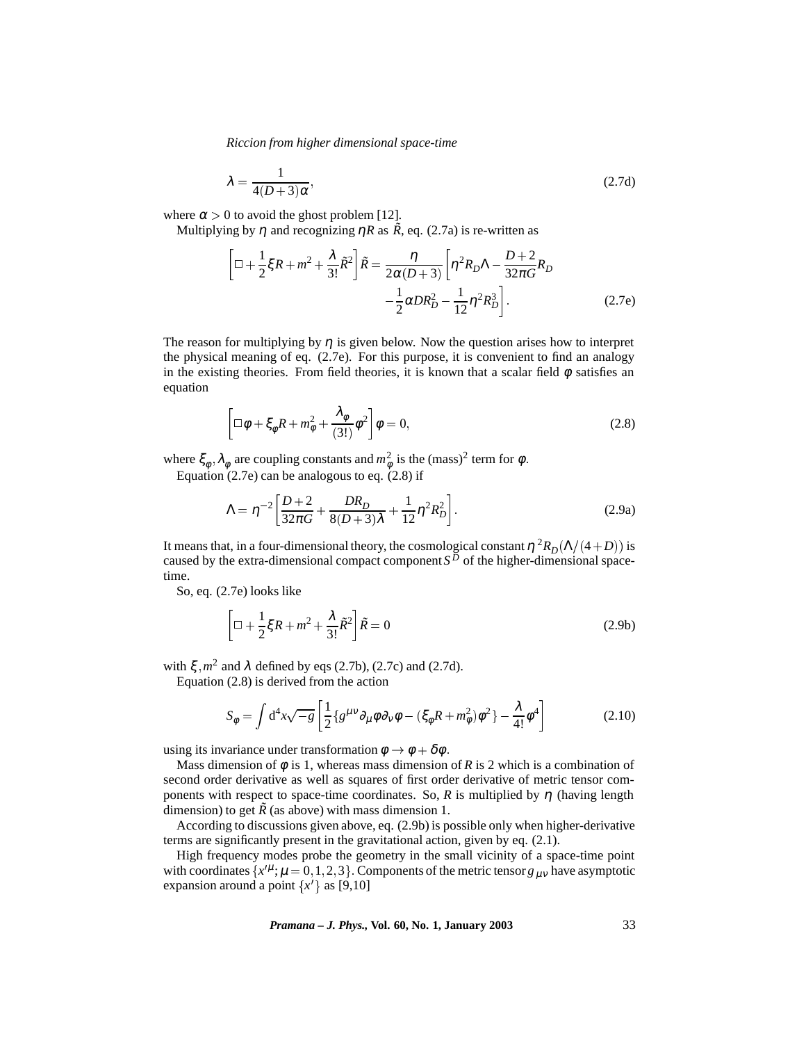$$\lambda = \frac{1}{4(D+3)\alpha}, \tag{2.7d}$$

where $\alpha > 0$ to avoid the ghost problem [12].

Multiplying by $\eta$ and recognizing $\eta R$ as $\tilde{R}$, eq. (2.7a) is re-written as

$$\left[\Box + \frac{1}{2}\xi R + m^2 + \frac{\lambda}{3!}\tilde{R}^2\right]\tilde{R} = \frac{\eta}{2\alpha(D+3)}\left[\eta^2 R_D \Lambda - \frac{D+2}{32\pi G}R_D - \frac{1}{2}\alpha D R_D^2 - \frac{1}{12}\eta^2 R_D^3\right]. \tag{2.7e}$$

The reason for multiplying by $\eta$ is given below. Now the question arises how to interpret the physical meaning of eq. (2.7e). For this purpose, it is convenient to find an analogy in the existing theories. From field theories, it is known that a scalar field $\phi$ satisfies an equation

$$\left[\Box\phi + \xi_\phi R + m_\phi^2 + \frac{\lambda_\phi}{(3!)}\phi^2\right]\phi = 0, \tag{2.8}$$

where $\xi_\phi, \lambda_\phi$ are coupling constants and $m_\phi^2$ is the (mass)$^2$ term for $\phi$.

Equation (2.7e) can be analogous to eq. (2.8) if

$$\Lambda = \eta^{-2}\left[\frac{D+2}{32\pi G} + \frac{D R_D}{8(D+3)\lambda} + \frac{1}{12}\eta^2 R_D^2\right]. \tag{2.9a}$$

It means that, in a four-dimensional theory, the cosmological constant $\eta^2 R_D(\Lambda/(4+D))$ is caused by the extra-dimensional compact component $S^D$ of the higher-dimensional space-time.

So, eq. (2.7e) looks like

$$\left[\Box + \frac{1}{2}\xi R + m^2 + \frac{\lambda}{3!}\tilde{R}^2\right]\tilde{R} = 0 \tag{2.9b}$$

with $\xi, m^2$ and $\lambda$ defined by eqs (2.7b), (2.7c) and (2.7d).

Equation (2.8) is derived from the action

$$S_\phi = \int \mathrm{d}^4x\sqrt{-g}\left[\frac{1}{2}\{g^{\mu\nu}\partial_\mu\phi\partial_\nu\phi - (\xi_\phi R + m_\phi^2)\phi^2\} - \frac{\lambda}{4!}\phi^4\right] \tag{2.10}$$

using its invariance under transformation $\phi \to \phi + \delta\phi$.

Mass dimension of $\phi$ is 1, whereas mass dimension of $R$ is 2 which is a combination of second order derivative as well as squares of first order derivative of metric tensor components with respect to space-time coordinates. So, $R$ is multiplied by $\eta$ (having length dimension) to get $\tilde{R}$ (as above) with mass dimension 1.

According to discussions given above, eq. (2.9b) is possible only when higher-derivative terms are significantly present in the gravitational action, given by eq. (2.1).

High frequency modes probe the geometry in the small vicinity of a space-time point with coordinates $\{x'^\mu; \mu = 0,1,2,3\}$. Components of the metric tensor $g_{\mu\nu}$ have asymptotic expansion around a point $\{x'\}$ as [9,10]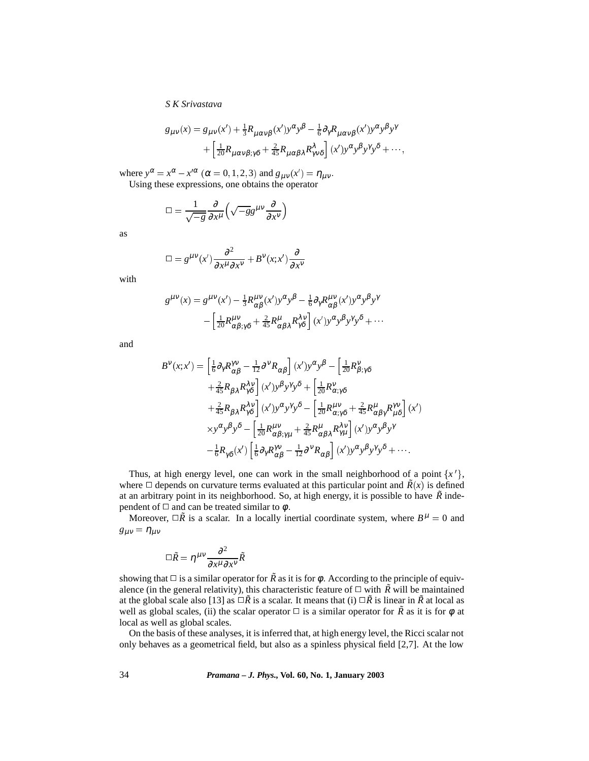$$g_{\mu\nu}(x) = g_{\mu\nu}(x') + \tfrac{1}{3}R_{\mu\alpha\nu\beta}(x')y^{\alpha}y^{\beta} - \tfrac{1}{6}\partial_{\gamma}R_{\mu\alpha\nu\beta}(x')y^{\alpha}y^{\beta}y^{\gamma}$$
$$+ \left[\tfrac{1}{20}R_{\mu\alpha\nu\beta;\gamma\delta} + \tfrac{2}{45}R_{\mu\alpha\beta\lambda}R^{\lambda}_{\gamma\nu\delta}\right](x')y^{\alpha}y^{\beta}y^{\gamma}y^{\delta} + \cdots,$$

where $y^{\alpha} = x^{\alpha} - x'^{\alpha}$ $(\alpha = 0,1,2,3)$ and $g_{\mu\nu}(x') = \eta_{\mu\nu}$.

Using these expressions, one obtains the operator

$$\Box = \frac{1}{\sqrt{-g}}\frac{\partial}{\partial x^{\mu}}\left(\sqrt{-g}g^{\mu\nu}\frac{\partial}{\partial x^{\nu}}\right)$$

as

$$\Box = g^{\mu\nu}(x')\frac{\partial^{2}}{\partial x^{\mu}\partial x^{\nu}} + B^{\nu}(x;x')\frac{\partial}{\partial x^{\nu}}$$

with

$$g^{\mu\nu}(x) = g^{\mu\nu}(x') - \tfrac{1}{3}R^{\mu\nu}_{\alpha\beta}(x')y^{\alpha}y^{\beta} - \tfrac{1}{6}\partial_{\gamma}R^{\mu\nu}_{\alpha\beta}(x')y^{\alpha}y^{\beta}y^{\gamma}$$
$$- \left[\tfrac{1}{20}R^{\mu\nu}_{\alpha\beta;\gamma\delta} + \tfrac{2}{45}R^{\mu}_{\alpha\beta\lambda}R^{\lambda\nu}_{\gamma\delta}\right](x')y^{\alpha}y^{\beta}y^{\gamma}y^{\delta} + \cdots$$

and

$$B^{\nu}(x;x') = \left[\tfrac{1}{6}\partial_{\gamma}R^{\gamma\nu}_{\alpha\beta} - \tfrac{1}{12}\partial^{\nu}R_{\alpha\beta}\right](x')y^{\alpha}y^{\beta} - \left[\tfrac{1}{20}R^{\nu}_{\beta;\gamma\delta}\right.$$
$$\left.+ \tfrac{2}{45}R_{\beta\lambda}R^{\lambda\nu}_{\gamma\delta}\right](x')y^{\beta}y^{\gamma}y^{\delta} + \left[\tfrac{1}{20}R^{\nu}_{\alpha;\gamma\delta}\right.$$
$$\left.+ \tfrac{2}{45}R_{\beta\lambda}R^{\lambda\nu}_{\gamma\delta}\right](x')y^{\alpha}y^{\gamma}y^{\delta} - \left[\tfrac{1}{20}R^{\mu\nu}_{\alpha;\gamma\delta} + \tfrac{2}{45}R^{\mu}_{\alpha\beta\gamma}R^{\gamma\nu}_{\mu\delta}\right](x')$$
$$\times y^{\alpha}y^{\beta}y^{\delta} - \left[\tfrac{1}{20}R^{\mu\nu}_{\alpha\beta;\gamma\mu} + \tfrac{2}{45}R^{\mu}_{\alpha\beta\lambda}R^{\lambda\nu}_{\gamma\mu}\right](x')y^{\alpha}y^{\beta}y^{\gamma}$$
$$- \tfrac{1}{6}R_{\gamma\delta}(x')\left[\tfrac{1}{6}\partial_{\gamma}R^{\gamma\nu}_{\alpha\beta} - \tfrac{1}{12}\partial^{\nu}R_{\alpha\beta}\right](x')y^{\alpha}y^{\beta}y^{\gamma}y^{\delta} + \cdots.$$

Thus, at high energy level, one can work in the small neighborhood of a point $\{x'\}$, where $\Box$ depends on curvature terms evaluated at this particular point and $\tilde{R}(x)$ is defined at an arbitrary point in its neighborhood. So, at high energy, it is possible to have $\tilde{R}$ independent of $\Box$ and can be treated similar to $\phi$.

Moreover, $\Box\tilde{R}$ is a scalar. In a locally inertial coordinate system, where $B^{\mu} = 0$ and $g_{\mu\nu} = \eta_{\mu\nu}$

$$\Box\tilde{R} = \eta^{\mu\nu}\frac{\partial^{2}}{\partial x^{\mu}\partial x^{\nu}}\tilde{R}$$

showing that $\Box$ is a similar operator for $\tilde{R}$ as it is for $\phi$. According to the principle of equivalence (in the general relativity), this characteristic feature of $\Box$ with $\tilde{R}$ will be maintained at the global scale also [13] as $\Box\tilde{R}$ is a scalar. It means that (i) $\Box\tilde{R}$ is linear in $\tilde{R}$ at local as well as global scales, (ii) the scalar operator $\Box$ is a similar operator for $\tilde{R}$ as it is for $\phi$ at local as well as global scales.

On the basis of these analyses, it is inferred that, at high energy level, the Ricci scalar not only behaves as a geometrical field, but also as a spinless physical field [2,7]. At the low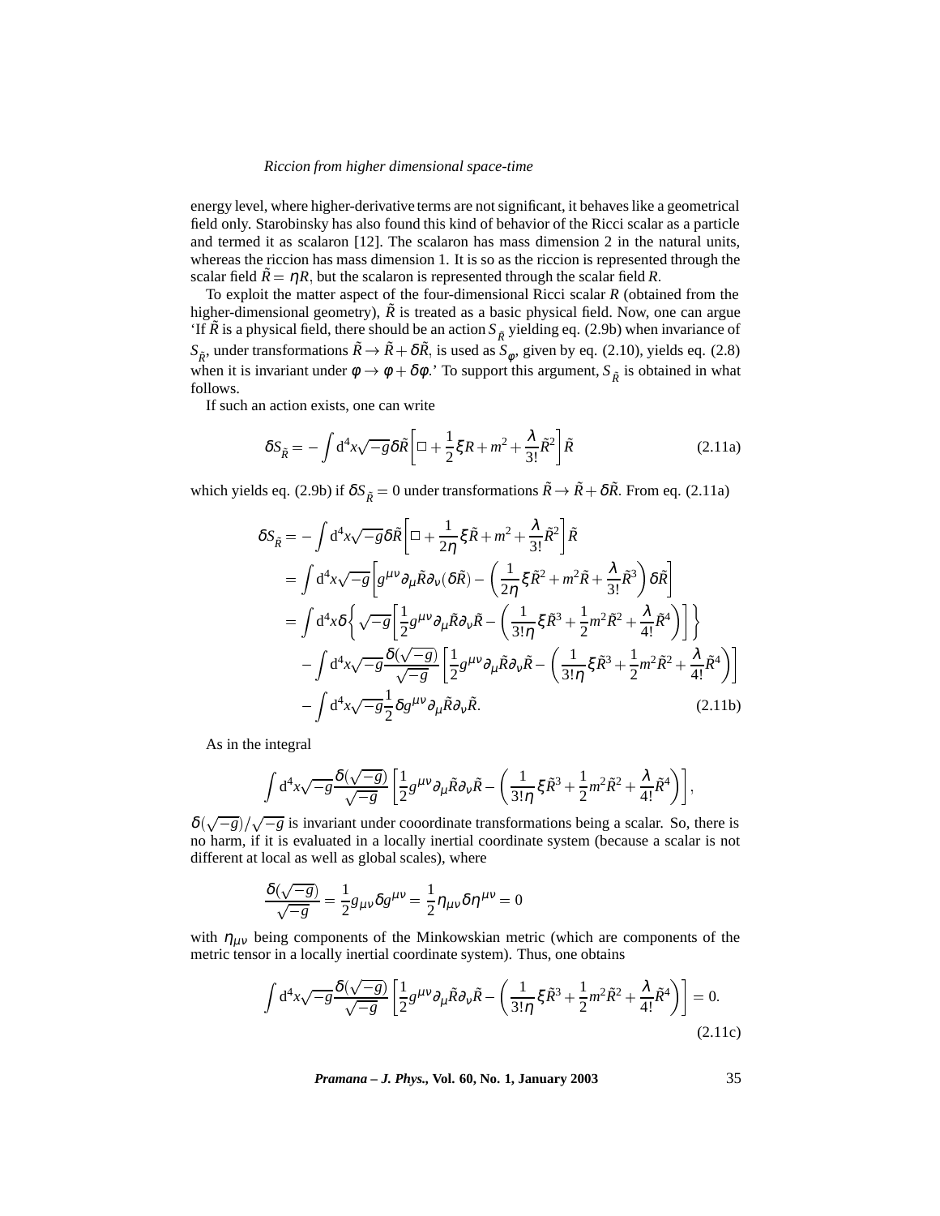energy level, where higher-derivative terms are not significant, it behaves like a geometrical field only. Starobinsky has also found this kind of behavior of the Ricci scalar as a particle and termed it as scalaron [12]. The scalaron has mass dimension 2 in the natural units, whereas the riccion has mass dimension 1. It is so as the riccion is represented through the scalar field $\tilde{R} = \eta R$, but the scalaron is represented through the scalar field $R$.

To exploit the matter aspect of the four-dimensional Ricci scalar $R$ (obtained from the higher-dimensional geometry), $\tilde{R}$ is treated as a basic physical field. Now, one can argue 'If $\tilde{R}$ is a physical field, there should be an action $S_{\tilde{R}}$ yielding eq. (2.9b) when invariance of $S_{\tilde{R}}$, under transformations $\tilde{R} \to \tilde{R} + \delta\tilde{R}$, is used as $S_\phi$, given by eq. (2.10), yields eq. (2.8) when it is invariant under $\phi \to \phi + \delta\phi$.' To support this argument, $S_{\tilde{R}}$ is obtained in what follows.

If such an action exists, one can write

$$\delta S_{\tilde{R}} = -\int \mathrm{d}^4x\sqrt{-g}\,\delta\tilde{R}\left[\Box + \frac{1}{2}\xi R + m^2 + \frac{\lambda}{3!}\tilde{R}^2\right]\tilde{R} \tag{2.11a}$$

which yields eq. (2.9b) if $\delta S_{\tilde{R}} = 0$ under transformations $\tilde{R} \to \tilde{R} + \delta\tilde{R}$. From eq. (2.11a)

$$\begin{aligned}
\delta S_{\tilde{R}} &= -\int \mathrm{d}^4x\sqrt{-g}\,\delta\tilde{R}\left[\Box + \frac{1}{2\eta}\xi\tilde{R} + m^2 + \frac{\lambda}{3!}\tilde{R}^2\right]\tilde{R} \\
&= \int \mathrm{d}^4x\sqrt{-g}\left[g^{\mu\nu}\partial_\mu\tilde{R}\partial_\nu(\delta\tilde{R}) - \left(\frac{1}{2\eta}\xi\tilde{R}^2 + m^2\tilde{R} + \frac{\lambda}{3!}\tilde{R}^3\right)\delta\tilde{R}\right] \\
&= \int \mathrm{d}^4x\,\delta\left\{\sqrt{-g}\left[\frac{1}{2}g^{\mu\nu}\partial_\mu\tilde{R}\partial_\nu\tilde{R} - \left(\frac{1}{3!\eta}\xi\tilde{R}^3 + \frac{1}{2}m^2\tilde{R}^2 + \frac{\lambda}{4!}\tilde{R}^4\right)\right]\right\} \\
&\quad - \int \mathrm{d}^4x\sqrt{-g}\frac{\delta(\sqrt{-g})}{\sqrt{-g}}\left[\frac{1}{2}g^{\mu\nu}\partial_\mu\tilde{R}\partial_\nu\tilde{R} - \left(\frac{1}{3!\eta}\xi\tilde{R}^3 + \frac{1}{2}m^2\tilde{R}^2 + \frac{\lambda}{4!}\tilde{R}^4\right)\right] \\
&\quad - \int \mathrm{d}^4x\sqrt{-g}\frac{1}{2}\delta g^{\mu\nu}\partial_\mu\tilde{R}\partial_\nu\tilde{R}.
\end{aligned} \tag{2.11b}$$

As in the integral

$$\int \mathrm{d}^4x\sqrt{-g}\frac{\delta(\sqrt{-g})}{\sqrt{-g}}\left[\frac{1}{2}g^{\mu\nu}\partial_\mu\tilde{R}\partial_\nu\tilde{R} - \left(\frac{1}{3!\eta}\xi\tilde{R}^3 + \frac{1}{2}m^2\tilde{R}^2 + \frac{\lambda}{4!}\tilde{R}^4\right)\right],$$

$\delta(\sqrt{-g})/\sqrt{-g}$ is invariant under cooordinate transformations being a scalar. So, there is no harm, if it is evaluated in a locally inertial coordinate system (because a scalar is not different at local as well as global scales), where

$$\frac{\delta(\sqrt{-g})}{\sqrt{-g}} = \frac{1}{2}g_{\mu\nu}\delta g^{\mu\nu} = \frac{1}{2}\eta_{\mu\nu}\delta\eta^{\mu\nu} = 0$$

with $\eta_{\mu\nu}$ being components of the Minkowskian metric (which are components of the metric tensor in a locally inertial coordinate system). Thus, one obtains

$$\int \mathrm{d}^4x\sqrt{-g}\frac{\delta(\sqrt{-g})}{\sqrt{-g}}\left[\frac{1}{2}g^{\mu\nu}\partial_\mu\tilde{R}\partial_\nu\tilde{R} - \left(\frac{1}{3!\eta}\xi\tilde{R}^3 + \frac{1}{2}m^2\tilde{R}^2 + \frac{\lambda}{4!}\tilde{R}^4\right)\right] = 0. \tag{2.11c}$$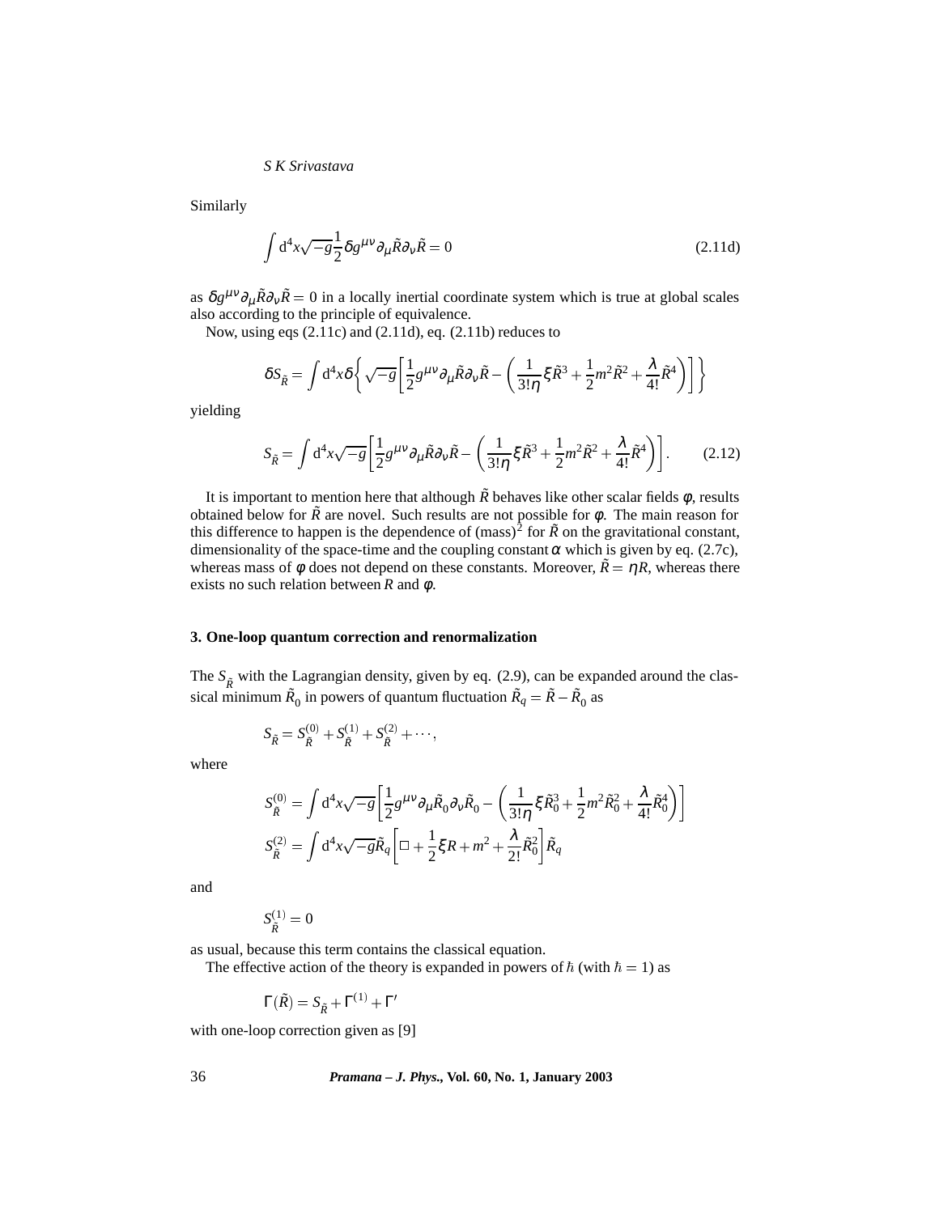Similarly

$$\int \mathrm{d}^4x\sqrt{-g}\frac{1}{2}\delta g^{\mu\nu}\partial_\mu\tilde{R}\partial_\nu\tilde{R} = 0 \tag{2.11d}$$

as $\delta g^{\mu\nu}\partial_\mu\tilde{R}\partial_\nu\tilde{R} = 0$ in a locally inertial coordinate system which is true at global scales also according to the principle of equivalence.

Now, using eqs (2.11c) and (2.11d), eq. (2.11b) reduces to

$$\delta S_{\tilde{R}} = \int \mathrm{d}^4x\delta\left\{\sqrt{-g}\left[\frac{1}{2}g^{\mu\nu}\partial_\mu\tilde{R}\partial_\nu\tilde{R} - \left(\frac{1}{3!\eta}\xi\tilde{R}^3 + \frac{1}{2}m^2\tilde{R}^2 + \frac{\lambda}{4!}\tilde{R}^4\right)\right]\right\}$$

yielding

$$S_{\tilde{R}} = \int \mathrm{d}^4x\sqrt{-g}\left[\frac{1}{2}g^{\mu\nu}\partial_\mu\tilde{R}\partial_\nu\tilde{R} - \left(\frac{1}{3!\eta}\xi\tilde{R}^3 + \frac{1}{2}m^2\tilde{R}^2 + \frac{\lambda}{4!}\tilde{R}^4\right)\right]. \tag{2.12}$$

It is important to mention here that although $\tilde{R}$ behaves like other scalar fields $\phi$, results obtained below for $\tilde{R}$ are novel. Such results are not possible for $\phi$. The main reason for this difference to happen is the dependence of $(\text{mass})^2$ for $\tilde{R}$ on the gravitational constant, dimensionality of the space-time and the coupling constant $\alpha$ which is given by eq. (2.7c), whereas mass of $\phi$ does not depend on these constants. Moreover, $\tilde{R} = \eta R$, whereas there exists no such relation between $R$ and $\phi$.

## 3. One-loop quantum correction and renormalization

The $S_{\tilde{R}}$ with the Lagrangian density, given by eq. (2.9), can be expanded around the classical minimum $\tilde{R}_0$ in powers of quantum fluctuation $\tilde{R}_q = \tilde{R} - \tilde{R}_0$ as

$$S_{\tilde{R}} = S^{(0)}_{\tilde{R}} + S^{(1)}_{\tilde{R}} + S^{(2)}_{\tilde{R}} + \cdots,$$

where

$$S^{(0)}_{\tilde{R}} = \int \mathrm{d}^4x\sqrt{-g}\left[\frac{1}{2}g^{\mu\nu}\partial_\mu\tilde{R}_0\partial_\nu\tilde{R}_0 - \left(\frac{1}{3!\eta}\xi\tilde{R}_0^3 + \frac{1}{2}m^2\tilde{R}_0^2 + \frac{\lambda}{4!}\tilde{R}_0^4\right)\right]$$

$$S^{(2)}_{\tilde{R}} = \int \mathrm{d}^4x\sqrt{-g}\tilde{R}_q\left[\Box + \frac{1}{2}\xi R + m^2 + \frac{\lambda}{2!}\tilde{R}_0^2\right]\tilde{R}_q$$

and

$$S^{(1)}_{\tilde{R}} = 0$$

as usual, because this term contains the classical equation.

The effective action of the theory is expanded in powers of $\hbar$ (with $\hbar = 1$) as

$$\Gamma(\tilde{R}) = S_{\tilde{R}} + \Gamma^{(1)} + \Gamma'$$

with one-loop correction given as [9]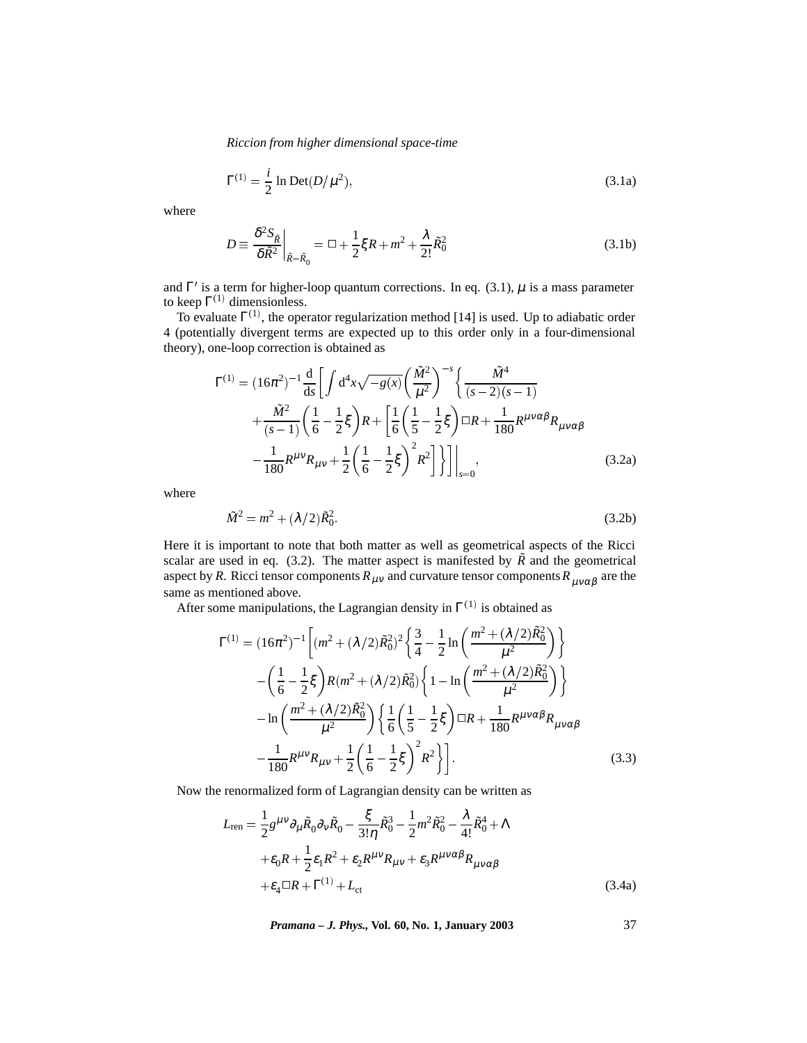$$\Gamma^{(1)} = \frac{i}{2} \ln \mathrm{Det}(D/\mu^2), \tag{3.1a}$$

where

$$D \equiv \left.\frac{\delta^2 S_{\tilde{R}}}{\delta \tilde{R}^2}\right|_{\tilde{R}=\tilde{R}_0} = \Box + \frac{1}{2}\xi R + m^2 + \frac{\lambda}{2!}\tilde{R}_0^2 \tag{3.1b}$$

and $\Gamma'$ is a term for higher-loop quantum corrections. In eq. (3.1), $\mu$ is a mass parameter to keep $\Gamma^{(1)}$ dimensionless.

To evaluate $\Gamma^{(1)}$, the operator regularization method [14] is used. Up to adiabatic order 4 (potentially divergent terms are expected up to this order only in a four-dimensional theory), one-loop correction is obtained as

$$\begin{aligned}
\Gamma^{(1)} = (16\pi^2)^{-1} \frac{\mathrm{d}}{\mathrm{d}s} \Bigg[ \int \mathrm{d}^4x \sqrt{-g(x)} \left(\frac{\tilde{M}^2}{\mu^2}\right)^{-s} \Bigg\{ \frac{\tilde{M}^4}{(s-2)(s-1)} \\
+ \frac{\tilde{M}^2}{(s-1)} \left(\frac{1}{6} - \frac{1}{2}\xi\right) R + \left[ \frac{1}{6}\left(\frac{1}{5} - \frac{1}{2}\xi\right) \Box R + \frac{1}{180} R^{\mu\nu\alpha\beta} R_{\mu\nu\alpha\beta} \right. \\
\left. - \frac{1}{180} R^{\mu\nu} R_{\mu\nu} + \frac{1}{2}\left(\frac{1}{6} - \frac{1}{2}\xi\right)^2 R^2 \right] \Bigg\} \Bigg] \Bigg|_{s=0},
\end{aligned} \tag{3.2a}$$

where

$$\tilde{M}^2 = m^2 + (\lambda/2)\tilde{R}_0^2. \tag{3.2b}$$

Here it is important to note that both matter as well as geometrical aspects of the Ricci scalar are used in eq. (3.2). The matter aspect is manifested by $\tilde{R}$ and the geometrical aspect by $R$. Ricci tensor components $R_{\mu\nu}$ and curvature tensor components $R_{\mu\nu\alpha\beta}$ are the same as mentioned above.

After some manipulations, the Lagrangian density in $\Gamma^{(1)}$ is obtained as

$$\begin{aligned}
\Gamma^{(1)} = (16\pi^2)^{-1} \Bigg[ (m^2 + (\lambda/2)\tilde{R}_0^2)^2 \left\{ \frac{3}{4} - \frac{1}{2} \ln\left(\frac{m^2 + (\lambda/2)\tilde{R}_0^2}{\mu^2}\right) \right\} \\
- \left(\frac{1}{6} - \frac{1}{2}\xi\right) R (m^2 + (\lambda/2)\tilde{R}_0^2) \left\{ 1 - \ln\left(\frac{m^2 + (\lambda/2)\tilde{R}_0^2}{\mu^2}\right) \right\} \\
- \ln\left(\frac{m^2 + (\lambda/2)\tilde{R}_0^2}{\mu^2}\right) \left\{ \frac{1}{6}\left(\frac{1}{5} - \frac{1}{2}\xi\right) \Box R + \frac{1}{180} R^{\mu\nu\alpha\beta} R_{\mu\nu\alpha\beta} \right. \\
\left. - \frac{1}{180} R^{\mu\nu} R_{\mu\nu} + \frac{1}{2}\left(\frac{1}{6} - \frac{1}{2}\xi\right)^2 R^2 \right\} \Bigg].
\end{aligned} \tag{3.3}$$

Now the renormalized form of Lagrangian density can be written as

$$\begin{aligned}
L_{\mathrm{ren}} = \frac{1}{2} g^{\mu\nu} \partial_\mu \tilde{R}_0 \partial_\nu \tilde{R}_0 - \frac{\xi}{3!\eta} \tilde{R}_0^3 - \frac{1}{2} m^2 \tilde{R}_0^2 - \frac{\lambda}{4!} \tilde{R}_0^4 + \Lambda \\
+ \varepsilon_0 R + \frac{1}{2}\varepsilon_1 R^2 + \varepsilon_2 R^{\mu\nu} R_{\mu\nu} + \varepsilon_3 R^{\mu\nu\alpha\beta} R_{\mu\nu\alpha\beta} \\
+ \varepsilon_4 \Box R + \Gamma^{(1)} + L_{\mathrm{ct}}
\end{aligned} \tag{3.4a}$$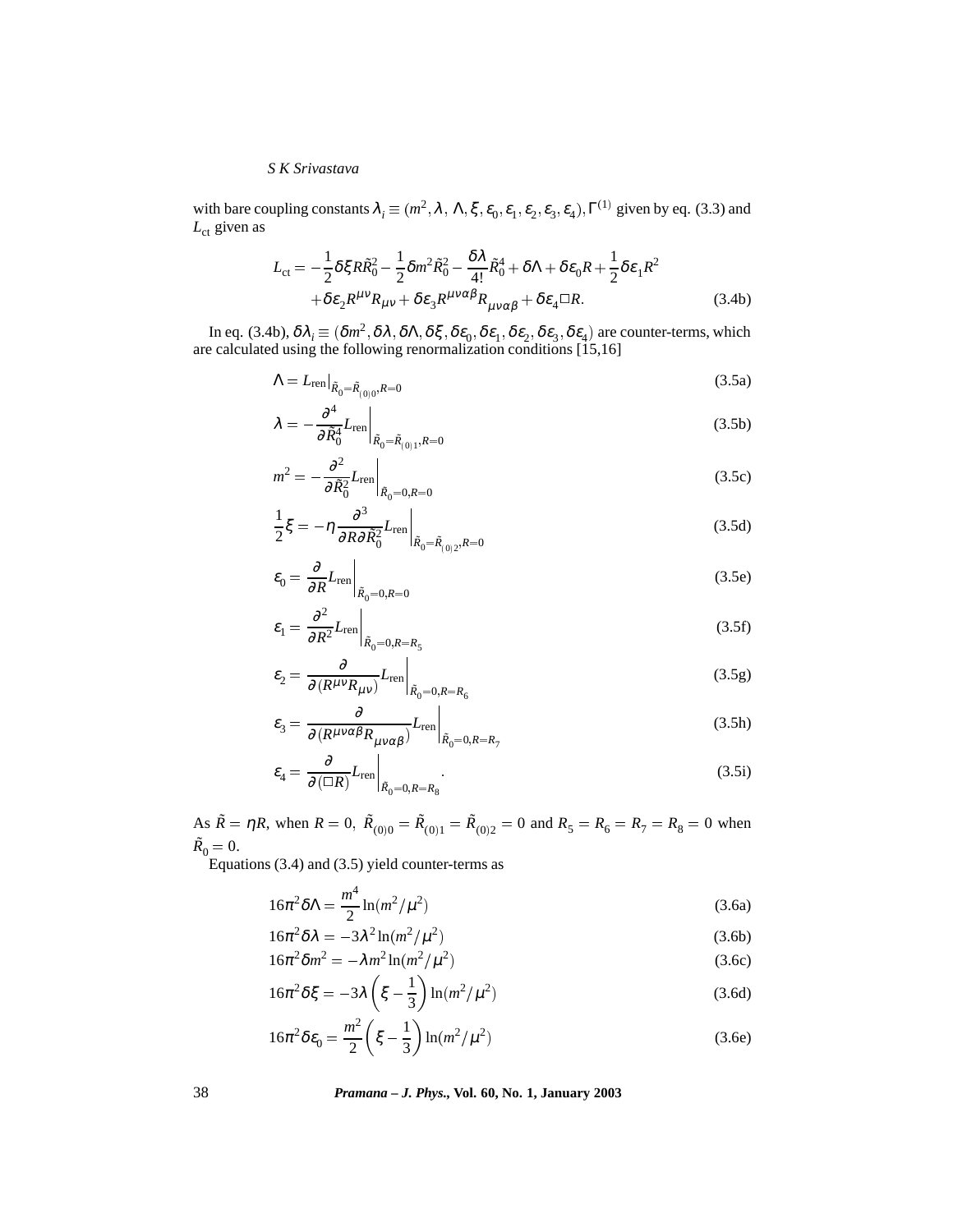with bare coupling constants $\lambda_i \equiv (m^2, \lambda, \Lambda, \xi, \epsilon_0, \epsilon_1, \epsilon_2, \epsilon_3, \epsilon_4), \Gamma^{(1)}$ given by eq. (3.3) and $L_{\rm ct}$ given as

$$L_{\rm ct} = -\frac{1}{2}\delta\xi R\tilde{R}_0^2 - \frac{1}{2}\delta m^2 \tilde{R}_0^2 - \frac{\delta\lambda}{4!}\tilde{R}_0^4 + \delta\Lambda + \delta\epsilon_0 R + \frac{1}{2}\delta\epsilon_1 R^2 + \delta\epsilon_2 R^{\mu\nu}R_{\mu\nu} + \delta\epsilon_3 R^{\mu\nu\alpha\beta}R_{\mu\nu\alpha\beta} + \delta\epsilon_4 \Box R. \tag{3.4b}$$

In eq. (3.4b), $\delta\lambda_i \equiv (\delta m^2, \delta\lambda, \delta\Lambda, \delta\xi, \delta\epsilon_0, \delta\epsilon_1, \delta\epsilon_2, \delta\epsilon_3, \delta\epsilon_4)$ are counter-terms, which are calculated using the following renormalization conditions [15,16]

$$\Lambda = L_{\rm ren}\Big|_{\tilde{R}_0 = \tilde{R}_{(0)0}, R=0} \tag{3.5a}$$

$$\lambda = -\frac{\partial^4}{\partial \tilde{R}_0^4} L_{\rm ren}\Big|_{\tilde{R}_0 = \tilde{R}_{(0)1}, R=0} \tag{3.5b}$$

$$m^2 = -\frac{\partial^2}{\partial \tilde{R}_0^2} L_{\rm ren}\Big|_{\tilde{R}_0 = 0, R=0} \tag{3.5c}$$

$$\frac{1}{2}\xi = -\eta \frac{\partial^3}{\partial R \partial \tilde{R}_0^2} L_{\rm ren}\Big|_{\tilde{R}_0 = \tilde{R}_{(0)2}, R=0} \tag{3.5d}$$

$$\epsilon_0 = \frac{\partial}{\partial R} L_{\rm ren}\Big|_{\tilde{R}_0 = 0, R=0} \tag{3.5e}$$

$$\epsilon_1 = \frac{\partial^2}{\partial R^2} L_{\rm ren}\Big|_{\tilde{R}_0 = 0, R=R_5} \tag{3.5f}$$

$$\epsilon_2 = \frac{\partial}{\partial (R^{\mu\nu}R_{\mu\nu})} L_{\rm ren}\Big|_{\tilde{R}_0 = 0, R=R_6} \tag{3.5g}$$

$$\epsilon_3 = \frac{\partial}{\partial (R^{\mu\nu\alpha\beta}R_{\mu\nu\alpha\beta})} L_{\rm ren}\Big|_{\tilde{R}_0 = 0, R=R_7} \tag{3.5h}$$

$$\epsilon_4 = \frac{\partial}{\partial (\Box R)} L_{\rm ren}\Big|_{\tilde{R}_0 = 0, R=R_8}. \tag{3.5i}$$

As $\tilde{R} = \eta R$, when $R = 0$, $\tilde{R}_{(0)0} = \tilde{R}_{(0)1} = \tilde{R}_{(0)2} = 0$ and $R_5 = R_6 = R_7 = R_8 = 0$ when $\tilde{R}_0 = 0$.

Equations (3.4) and (3.5) yield counter-terms as

$$16\pi^2 \delta\Lambda = \frac{m^4}{2}\ln(m^2/\mu^2) \tag{3.6a}$$

$$16\pi^2 \delta\lambda = -3\lambda^2 \ln(m^2/\mu^2) \tag{3.6b}$$

$$16\pi^2 \delta m^2 = -\lambda m^2 \ln(m^2/\mu^2) \tag{3.6c}$$

$$16\pi^2 \delta\xi = -3\lambda\left(\xi - \frac{1}{3}\right)\ln(m^2/\mu^2) \tag{3.6d}$$

$$16\pi^2 \delta\epsilon_0 = \frac{m^2}{2}\left(\xi - \frac{1}{3}\right)\ln(m^2/\mu^2) \tag{3.6e}$$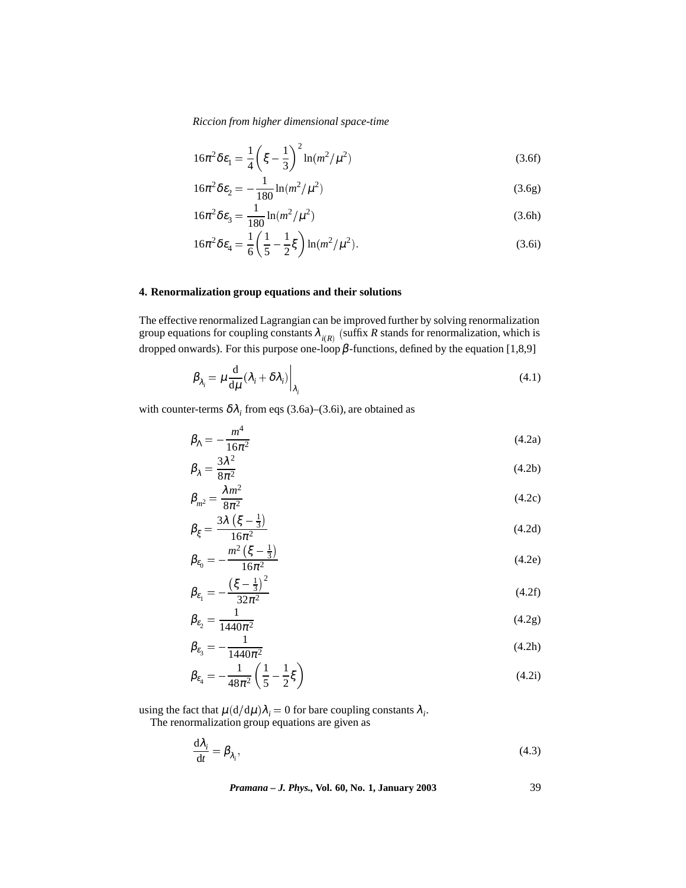$$16\pi^2 \delta\varepsilon_1 = \frac{1}{4}\left(\xi - \frac{1}{3}\right)^2 \ln(m^2/\mu^2) \tag{3.6f}$$

$$16\pi^2 \delta\varepsilon_2 = -\frac{1}{180}\ln(m^2/\mu^2) \tag{3.6g}$$

$$16\pi^2 \delta\varepsilon_3 = \frac{1}{180}\ln(m^2/\mu^2) \tag{3.6h}$$

$$16\pi^2 \delta\varepsilon_4 = \frac{1}{6}\left(\frac{1}{5} - \frac{1}{2}\xi\right)\ln(m^2/\mu^2). \tag{3.6i}$$

## 4. Renormalization group equations and their solutions

The effective renormalized Lagrangian can be improved further by solving renormalization group equations for coupling constants $\lambda_{i(R)}$ (suffix $R$ stands for renormalization, which is dropped onwards). For this purpose one-loop $\beta$-functions, defined by the equation [1,8,9]

$$\beta_{\lambda_i} = \mu \frac{\mathrm{d}}{\mathrm{d}\mu}(\lambda_i + \delta\lambda_i)\bigg|_{\lambda_i} \tag{4.1}$$

with counter-terms $\delta\lambda_i$ from eqs (3.6a)–(3.6i), are obtained as

$$\beta_\Lambda = -\frac{m^4}{16\pi^2} \tag{4.2a}$$

$$\beta_\lambda = \frac{3\lambda^2}{8\pi^2} \tag{4.2b}$$

$$\beta_{m^2} = \frac{\lambda m^2}{8\pi^2} \tag{4.2c}$$

$$\beta_\xi = \frac{3\lambda\left(\xi - \frac{1}{3}\right)}{16\pi^2} \tag{4.2d}$$

$$\beta_{\varepsilon_0} = -\frac{m^2\left(\xi - \frac{1}{3}\right)}{16\pi^2} \tag{4.2e}$$

$$\beta_{\varepsilon_1} = -\frac{\left(\xi - \frac{1}{3}\right)^2}{32\pi^2} \tag{4.2f}$$

$$\beta_{\varepsilon_2} = \frac{1}{1440\pi^2} \tag{4.2g}$$

$$\beta_{\varepsilon_3} = -\frac{1}{1440\pi^2} \tag{4.2h}$$

$$\beta_{\varepsilon_4} = -\frac{1}{48\pi^2}\left(\frac{1}{5} - \frac{1}{2}\xi\right) \tag{4.2i}$$

using the fact that $\mu(\mathrm{d}/\mathrm{d}\mu)\lambda_i = 0$ for bare coupling constants $\lambda_i$.

The renormalization group equations are given as

$$\frac{\mathrm{d}\lambda_i}{\mathrm{d}t} = \beta_{\lambda_i}, \tag{4.3}$$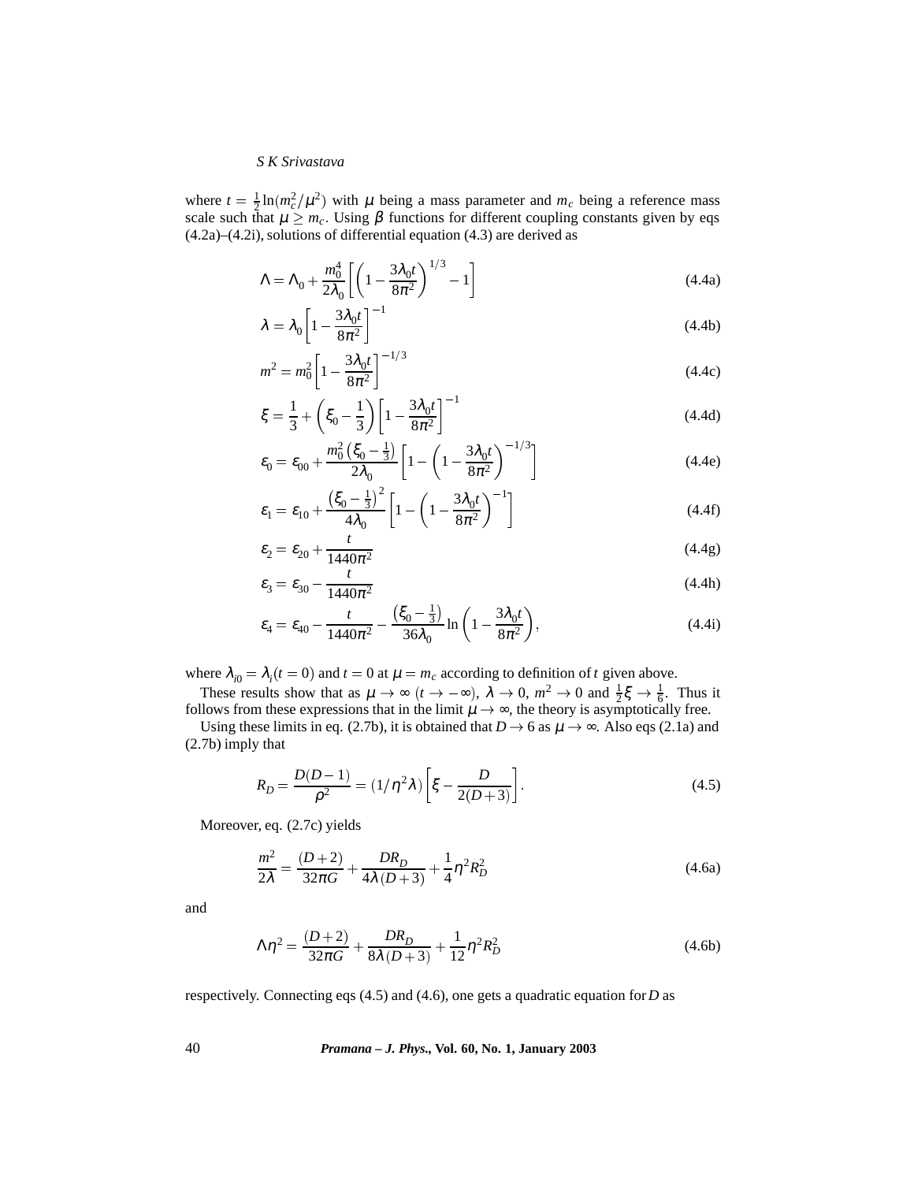where $t = \frac{1}{2}\ln(m_c^2/\mu^2)$ with $\mu$ being a mass parameter and $m_c$ being a reference mass scale such that $\mu \geq m_c$. Using $\beta$ functions for different coupling constants given by eqs (4.2a)–(4.2i), solutions of differential equation (4.3) are derived as

$$\Lambda = \Lambda_0 + \frac{m_0^4}{2\lambda_0}\left[\left(1 - \frac{3\lambda_0 t}{8\pi^2}\right)^{1/3} - 1\right] \tag{4.4a}$$

$$\lambda = \lambda_0\left[1 - \frac{3\lambda_0 t}{8\pi^2}\right]^{-1} \tag{4.4b}$$

$$m^2 = m_0^2\left[1 - \frac{3\lambda_0 t}{8\pi^2}\right]^{-1/3} \tag{4.4c}$$

$$\xi = \frac{1}{3} + \left(\xi_0 - \frac{1}{3}\right)\left[1 - \frac{3\lambda_0 t}{8\pi^2}\right]^{-1} \tag{4.4d}$$

$$\varepsilon_0 = \varepsilon_{00} + \frac{m_0^2\left(\xi_0 - \frac{1}{3}\right)}{2\lambda_0}\left[1 - \left(1 - \frac{3\lambda_0 t}{8\pi^2}\right)^{-1/3}\right] \tag{4.4e}$$

$$\varepsilon_1 = \varepsilon_{10} + \frac{\left(\xi_0 - \frac{1}{3}\right)^2}{4\lambda_0}\left[1 - \left(1 - \frac{3\lambda_0 t}{8\pi^2}\right)^{-1}\right] \tag{4.4f}$$

$$\varepsilon_2 = \varepsilon_{20} + \frac{t}{1440\pi^2} \tag{4.4g}$$

$$\varepsilon_3 = \varepsilon_{30} - \frac{t}{1440\pi^2} \tag{4.4h}$$

$$\varepsilon_4 = \varepsilon_{40} - \frac{t}{1440\pi^2} - \frac{\left(\xi_0 - \frac{1}{3}\right)}{36\lambda_0}\ln\left(1 - \frac{3\lambda_0 t}{8\pi^2}\right), \tag{4.4i}$$

where $\lambda_{i0} = \lambda_i(t = 0)$ and $t = 0$ at $\mu = m_c$ according to definition of $t$ given above.

These results show that as $\mu \to \infty$ $(t \to -\infty)$, $\lambda \to 0$, $m^2 \to 0$ and $\frac{1}{2}\xi \to \frac{1}{6}$. Thus it follows from these expressions that in the limit $\mu \to \infty$, the theory is asymptotically free.

Using these limits in eq. (2.7b), it is obtained that $D \to 6$ as $\mu \to \infty$. Also eqs (2.1a) and (2.7b) imply that

$$R_D = \frac{D(D-1)}{\rho^2} = (1/\eta^2\lambda)\left[\xi - \frac{D}{2(D+3)}\right]. \tag{4.5}$$

Moreover, eq. (2.7c) yields

$$\frac{m^2}{2\lambda} = \frac{(D+2)}{32\pi G} + \frac{DR_D}{4\lambda(D+3)} + \frac{1}{4}\eta^2 R_D^2 \tag{4.6a}$$

and

$$\Lambda\eta^2 = \frac{(D+2)}{32\pi G} + \frac{DR_D}{8\lambda(D+3)} + \frac{1}{12}\eta^2 R_D^2 \tag{4.6b}$$

respectively. Connecting eqs (4.5) and (4.6), one gets a quadratic equation for $D$ as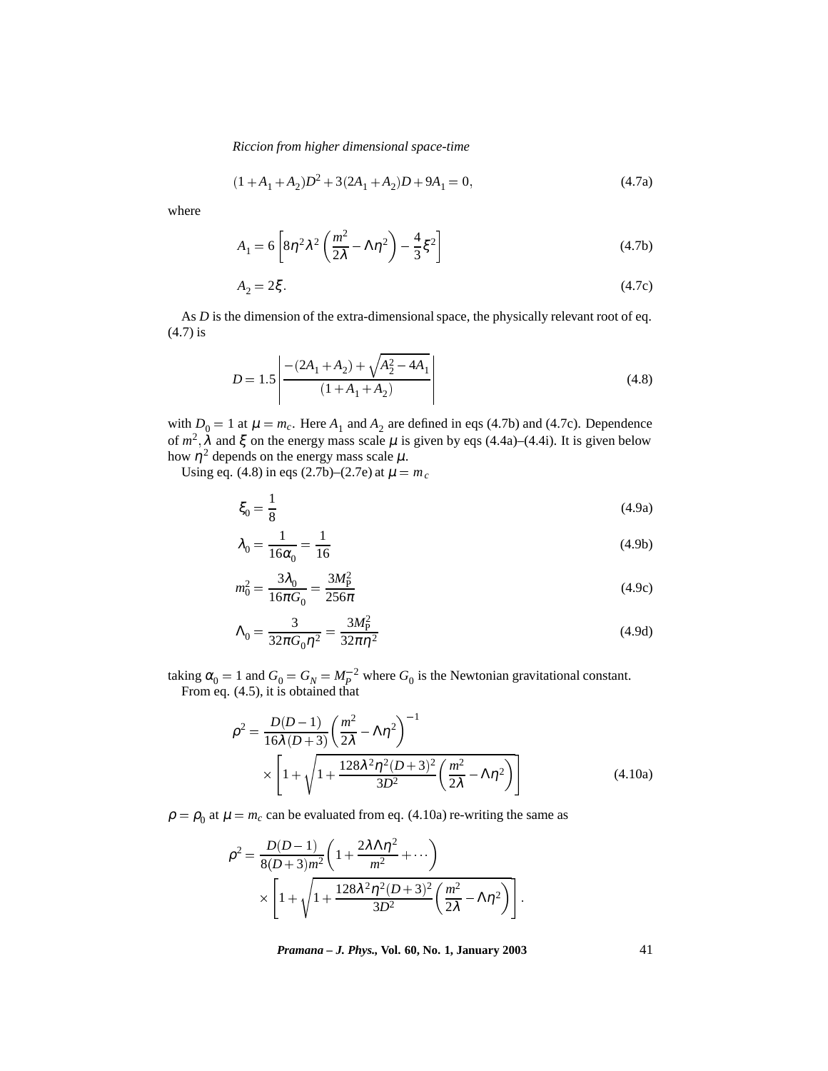$$(1 + A_1 + A_2)D^2 + 3(2A_1 + A_2)D + 9A_1 = 0, \tag{4.7a}$$

where

$$A_1 = 6\left[8\eta^2\lambda^2\left(\frac{m^2}{2\lambda} - \Lambda\eta^2\right) - \frac{4}{3}\xi^2\right] \tag{4.7b}$$

$$A_2 = 2\xi. \tag{4.7c}$$

As $D$ is the dimension of the extra-dimensional space, the physically relevant root of eq. (4.7) is

$$D = 1.5\left|\frac{-(2A_1 + A_2) + \sqrt{A_2^2 - 4A_1}}{(1 + A_1 + A_2)}\right| \tag{4.8}$$

with $D_0 = 1$ at $\mu = m_c$. Here $A_1$ and $A_2$ are defined in eqs (4.7b) and (4.7c). Dependence of $m^2, \lambda$ and $\xi$ on the energy mass scale $\mu$ is given by eqs (4.4a)–(4.4i). It is given below how $\eta^2$ depends on the energy mass scale $\mu$.

Using eq. (4.8) in eqs (2.7b)–(2.7e) at $\mu = m_c$

$$\xi_0 = \frac{1}{8} \tag{4.9a}$$

$$\lambda_0 = \frac{1}{16\alpha_0} = \frac{1}{16} \tag{4.9b}$$

$$m_0^2 = \frac{3\lambda_0}{16\pi G_0} = \frac{3M_{\mathrm{P}}^2}{256\pi} \tag{4.9c}$$

$$\Lambda_0 = \frac{3}{32\pi G_0\eta^2} = \frac{3M_{\mathrm{P}}^2}{32\pi\eta^2} \tag{4.9d}$$

taking $\alpha_0 = 1$ and $G_0 = G_N = M_P^{-2}$ where $G_0$ is the Newtonian gravitational constant.

From eq. (4.5), it is obtained that

$$\rho^2 = \frac{D(D-1)}{16\lambda(D+3)}\left(\frac{m^2}{2\lambda} - \Lambda\eta^2\right)^{-1} \times\left[1 + \sqrt{1 + \frac{128\lambda^2\eta^2(D+3)^2}{3D^2}\left(\frac{m^2}{2\lambda} - \Lambda\eta^2\right)}\right] \tag{4.10a}$$

$\rho = \rho_0$ at $\mu = m_c$ can be evaluated from eq. (4.10a) re-writing the same as

$$\rho^2 = \frac{D(D-1)}{8(D+3)m^2}\left(1 + \frac{2\lambda\Lambda\eta^2}{m^2} + \cdots\right) \times\left[1 + \sqrt{1 + \frac{128\lambda^2\eta^2(D+3)^2}{3D^2}\left(\frac{m^2}{2\lambda} - \Lambda\eta^2\right)}\right].$$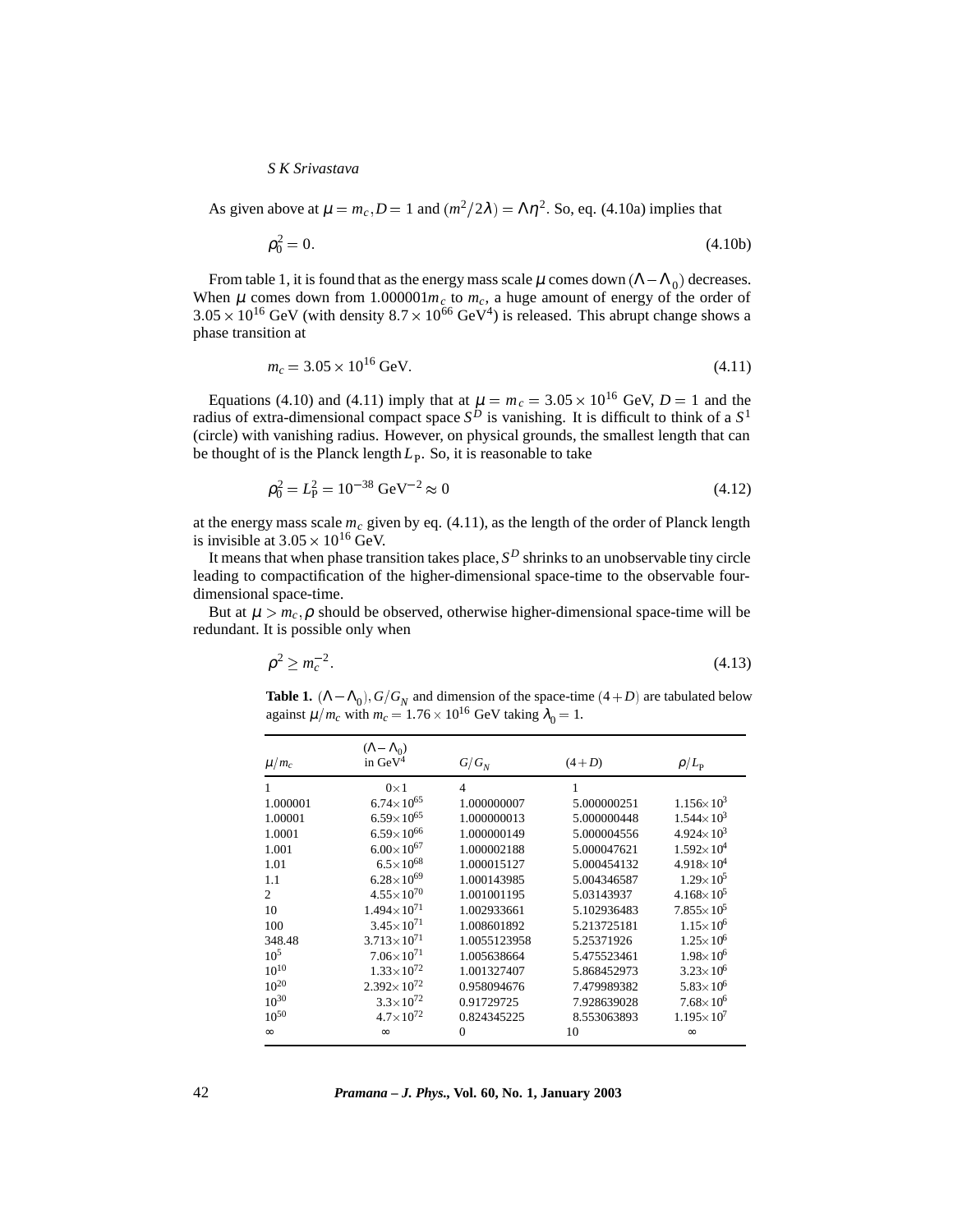As given above at $\mu = m_c, D = 1$ and $(m^2/2\lambda) = \Lambda\eta^2$. So, eq. (4.10a) implies that

$$\rho_0^2 = 0. \tag{4.10b}$$

From table 1, it is found that as the energy mass scale $\mu$ comes down $(\Lambda - \Lambda_0)$ decreases. When $\mu$ comes down from $1.000001 m_c$ to $m_c$, a huge amount of energy of the order of $3.05 \times 10^{16}$ GeV (with density $8.7 \times 10^{66}$ GeV$^4$) is released. This abrupt change shows a phase transition at

$$m_c = 3.05 \times 10^{16}\ \text{GeV}. \tag{4.11}$$

Equations (4.10) and (4.11) imply that at $\mu = m_c = 3.05 \times 10^{16}$ GeV, $D = 1$ and the radius of extra-dimensional compact space $S^D$ is vanishing. It is difficult to think of a $S^1$ (circle) with vanishing radius. However, on physical grounds, the smallest length that can be thought of is the Planck length $L_{\rm P}$. So, it is reasonable to take

$$\rho_0^2 = L_{\rm P}^2 = 10^{-38}\ \text{GeV}^{-2} \approx 0 \tag{4.12}$$

at the energy mass scale $m_c$ given by eq. (4.11), as the length of the order of Planck length is invisible at $3.05 \times 10^{16}$ GeV.

It means that when phase transition takes place, $S^D$ shrinks to an unobservable tiny circle leading to compactification of the higher-dimensional space-time to the observable four-dimensional space-time.

But at $\mu > m_c, \rho$ should be observed, otherwise higher-dimensional space-time will be redundant. It is possible only when

$$\rho^2 \geq m_c^{-2}. \tag{4.13}$$

**Table 1.** $(\Lambda - \Lambda_0), G/G_N$ and dimension of the space-time $(4 + D)$ are tabulated below against $\mu/m_c$ with $m_c = 1.76 \times 10^{16}$ GeV taking $\lambda_0 = 1$.

| $\mu/m_c$ | $(\Lambda - \Lambda_0)$ in GeV$^4$ | $G/G_N$ | $(4+D)$ | $\rho/L_{\rm P}$ |
|---|---|---|---|---|
| 1 | $0 \times 1$ | 4 | 1 | |
| 1.000001 | $6.74 \times 10^{65}$ | 1.000000007 | 5.000000251 | $1.156 \times 10^3$ |
| 1.00001 | $6.59 \times 10^{65}$ | 1.000000013 | 5.000000448 | $1.544 \times 10^3$ |
| 1.0001 | $6.59 \times 10^{66}$ | 1.000000149 | 5.000004556 | $4.924 \times 10^3$ |
| 1.001 | $6.00 \times 10^{67}$ | 1.000002188 | 5.000047621 | $1.592 \times 10^4$ |
| 1.01 | $6.5 \times 10^{68}$ | 1.000015127 | 5.000454132 | $4.918 \times 10^4$ |
| 1.1 | $6.28 \times 10^{69}$ | 1.000143985 | 5.004346587 | $1.29 \times 10^5$ |
| 2 | $4.55 \times 10^{70}$ | 1.001001195 | 5.03143937 | $4.168 \times 10^5$ |
| 10 | $1.494 \times 10^{71}$ | 1.002933661 | 5.102936483 | $7.855 \times 10^5$ |
| 100 | $3.45 \times 10^{71}$ | 1.008601892 | 5.213725181 | $1.15 \times 10^6$ |
| 348.48 | $3.713 \times 10^{71}$ | 1.0055123958 | 5.25371926 | $1.25 \times 10^6$ |
| $10^5$ | $7.06 \times 10^{71}$ | 1.005638664 | 5.475523461 | $1.98 \times 10^6$ |
| $10^{10}$ | $1.33 \times 10^{72}$ | 1.001327407 | 5.868452973 | $3.23 \times 10^6$ |
| $10^{20}$ | $2.392 \times 10^{72}$ | 0.958094676 | 7.479989382 | $5.83 \times 10^6$ |
| $10^{30}$ | $3.3 \times 10^{72}$ | 0.91729725 | 7.928639028 | $7.68 \times 10^6$ |
| $10^{50}$ | $4.7 \times 10^{72}$ | 0.824345225 | 8.553063893 | $1.195 \times 10^7$ |
| $\infty$ | $\infty$ | 0 | 10 | $\infty$ |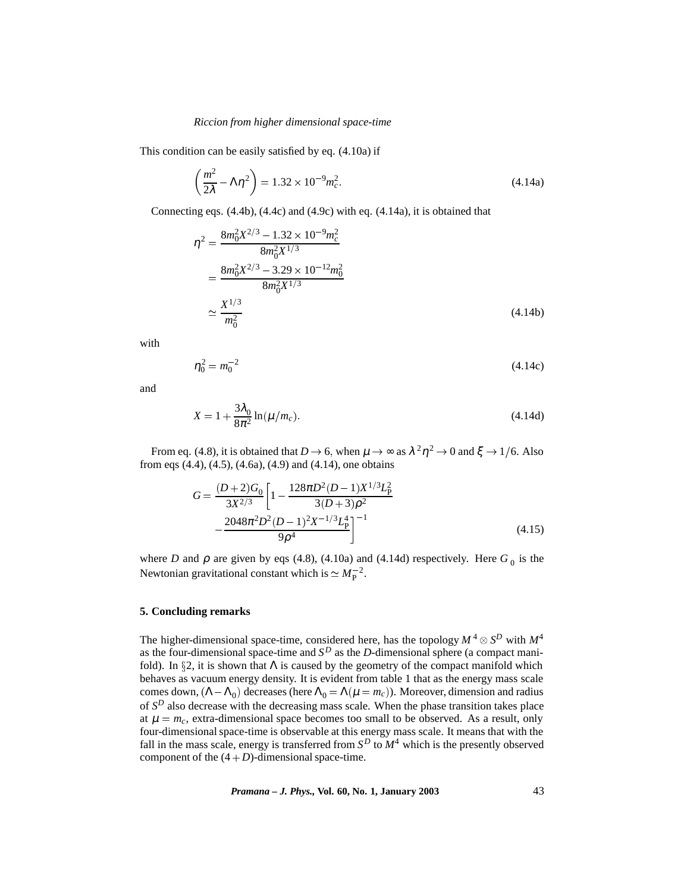This condition can be easily satisfied by eq. (4.10a) if

$$\left(\frac{m^2}{2\lambda} - \Lambda\eta^2\right) = 1.32 \times 10^{-9} m_c^2. \tag{4.14a}$$

Connecting eqs. (4.4b), (4.4c) and (4.9c) with eq. (4.14a), it is obtained that

$$\begin{aligned}
\eta^2 &= \frac{8m_0^2 X^{2/3} - 1.32 \times 10^{-9} m_c^2}{8m_0^2 X^{1/3}} \\
&= \frac{8m_0^2 X^{2/3} - 3.29 \times 10^{-12} m_0^2}{8m_0^2 X^{1/3}} \\
&\simeq \frac{X^{1/3}}{m_0^2}
\end{aligned} \tag{4.14b}$$

with

$$\eta_0^2 = m_0^{-2} \tag{4.14c}$$

and

$$X = 1 + \frac{3\lambda_0}{8\pi^2} \ln(\mu/m_c). \tag{4.14d}$$

From eq. (4.8), it is obtained that $D \to 6$, when $\mu \to \infty$ as $\lambda^2\eta^2 \to 0$ and $\xi \to 1/6$. Also from eqs (4.4), (4.5), (4.6a), (4.9) and (4.14), one obtains

$$\begin{aligned}
G = \frac{(D+2)G_0}{3X^{2/3}} \Bigg[ 1 &- \frac{128\pi D^2 (D-1) X^{1/3} L_{\mathrm{P}}^2}{3(D+3)\rho^2} \\
&- \frac{2048\pi^2 D^2 (D-1)^2 X^{-1/3} L_{\mathrm{P}}^4}{9\rho^4} \Bigg]^{-1}
\end{aligned} \tag{4.15}$$

where $D$ and $\rho$ are given by eqs (4.8), (4.10a) and (4.14d) respectively. Here $G_0$ is the Newtonian gravitational constant which is $\simeq M_{\mathrm{P}}^{-2}$.

**5. Concluding remarks**

The higher-dimensional space-time, considered here, has the topology $M^4 \otimes S^D$ with $M^4$ as the four-dimensional space-time and $S^D$ as the $D$-dimensional sphere (a compact manifold). In §2, it is shown that $\Lambda$ is caused by the geometry of the compact manifold which behaves as vacuum energy density. It is evident from table 1 that as the energy mass scale comes down, $(\Lambda - \Lambda_0)$ decreases (here $\Lambda_0 = \Lambda(\mu = m_c)$). Moreover, dimension and radius of $S^D$ also decrease with the decreasing mass scale. When the phase transition takes place at $\mu = m_c$, extra-dimensional space becomes too small to be observed. As a result, only four-dimensional space-time is observable at this energy mass scale. It means that with the fall in the mass scale, energy is transferred from $S^D$ to $M^4$ which is the presently observed component of the $(4+D)$-dimensional space-time.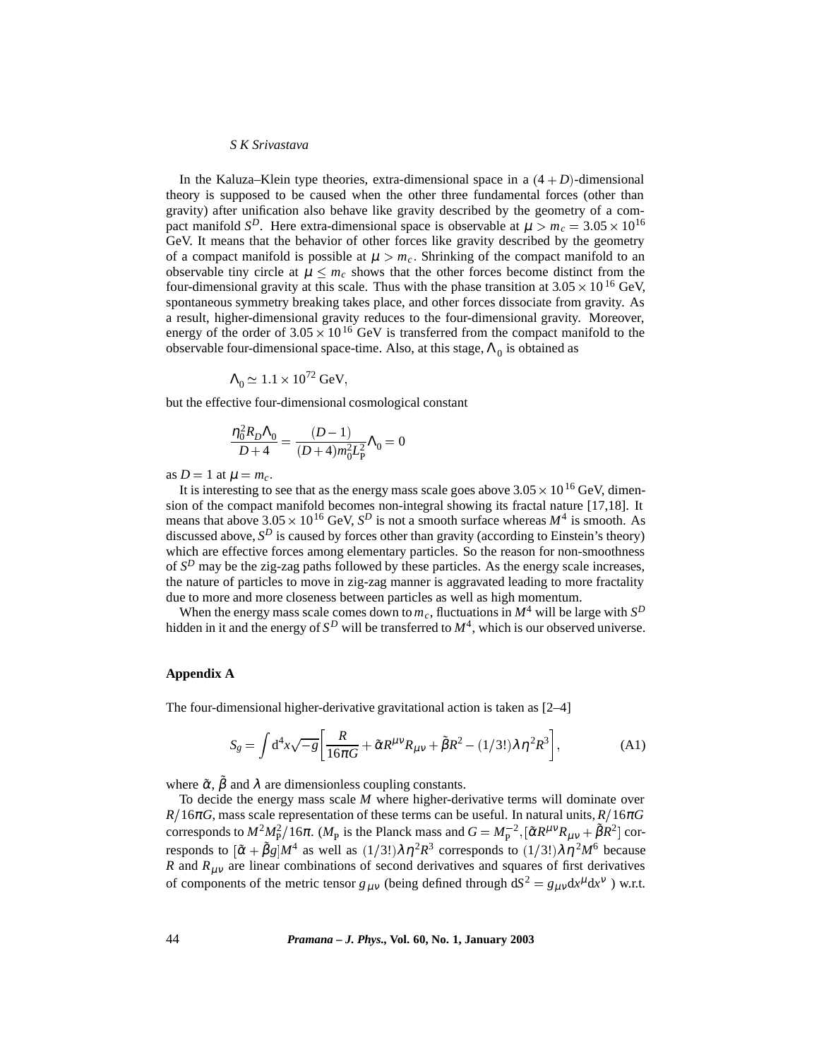In the Kaluza–Klein type theories, extra-dimensional space in a $(4+D)$-dimensional theory is supposed to be caused when the other three fundamental forces (other than gravity) after unification also behave like gravity described by the geometry of a compact manifold $S^D$. Here extra-dimensional space is observable at $\mu > m_c = 3.05\times10^{16}$ GeV. It means that the behavior of other forces like gravity described by the geometry of a compact manifold is possible at $\mu > m_c$. Shrinking of the compact manifold to an observable tiny circle at $\mu \leq m_c$ shows that the other forces become distinct from the four-dimensional gravity at this scale. Thus with the phase transition at $3.05\times10^{16}$ GeV, spontaneous symmetry breaking takes place, and other forces dissociate from gravity. As a result, higher-dimensional gravity reduces to the four-dimensional gravity. Moreover, energy of the order of $3.05\times10^{16}$ GeV is transferred from the compact manifold to the observable four-dimensional space-time. Also, at this stage, $\Lambda_0$ is obtained as

$$\Lambda_0 \simeq 1.1\times10^{72}\ \text{GeV},$$

but the effective four-dimensional cosmological constant

$$\frac{\eta_0^2 R_D \Lambda_0}{D+4} = \frac{(D-1)}{(D+4)m_0^2 L_{\text{P}}^2}\Lambda_0 = 0$$

as $D=1$ at $\mu = m_c$.

It is interesting to see that as the energy mass scale goes above $3.05\times10^{16}$ GeV, dimension of the compact manifold becomes non-integral showing its fractal nature [17,18]. It means that above $3.05\times10^{16}$ GeV, $S^D$ is not a smooth surface whereas $M^4$ is smooth. As discussed above, $S^D$ is caused by forces other than gravity (according to Einstein's theory) which are effective forces among elementary particles. So the reason for non-smoothness of $S^D$ may be the zig-zag paths followed by these particles. As the energy scale increases, the nature of particles to move in zig-zag manner is aggravated leading to more fractality due to more and more closeness between particles as well as high momentum.

When the energy mass scale comes down to $m_c$, fluctuations in $M^4$ will be large with $S^D$ hidden in it and the energy of $S^D$ will be transferred to $M^4$, which is our observed universe.

## Appendix A

The four-dimensional higher-derivative gravitational action is taken as [2–4]

$$S_g = \int \mathrm{d}^4x\sqrt{-g}\left[\frac{R}{16\pi G} + \tilde{\alpha}R^{\mu\nu}R_{\mu\nu} + \tilde{\beta}R^2 - (1/3!)\lambda\eta^2R^3\right], \tag{A1}$$

where $\tilde{\alpha}$, $\tilde{\beta}$ and $\lambda$ are dimensionless coupling constants.

To decide the energy mass scale $M$ where higher-derivative terms will dominate over $R/16\pi G$, mass scale representation of these terms can be useful. In natural units, $R/16\pi G$ corresponds to $M^2M_{\text{P}}^2/16\pi$. ($M_{\text{P}}$ is the Planck mass and $G = M_{\text{P}}^{-2}$, $[\tilde{\alpha}R^{\mu\nu}R_{\mu\nu} + \tilde{\beta}R^2]$ corresponds to $[\tilde{\alpha}+\tilde{\beta}g]M^4$ as well as $(1/3!)\lambda\eta^2R^3$ corresponds to $(1/3!)\lambda\eta^2M^6$ because $R$ and $R_{\mu\nu}$ are linear combinations of second derivatives and squares of first derivatives of components of the metric tensor $g_{\mu\nu}$ (being defined through $\mathrm{d}S^2 = g_{\mu\nu}\mathrm{d}x^\mu\mathrm{d}x^\nu$ ) w.r.t.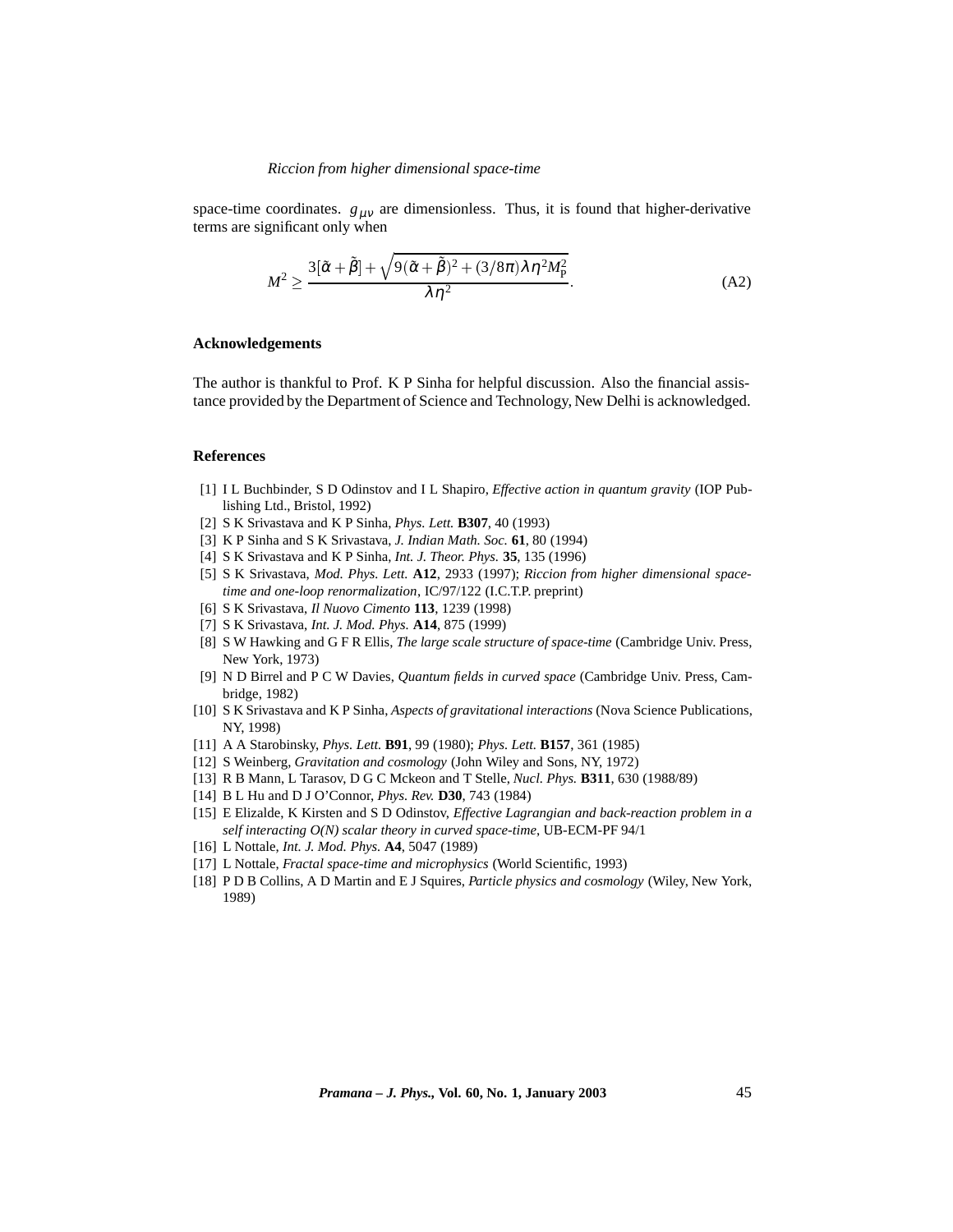space-time coordinates. $g_{\mu\nu}$ are dimensionless. Thus, it is found that higher-derivative terms are significant only when

$$M^2 \geq \frac{3[\tilde{\alpha}+\tilde{\beta}] + \sqrt{9(\tilde{\alpha}+\tilde{\beta})^2 + (3/8\pi)\lambda\eta^2 M_{\rm P}^2}}{\lambda\eta^2}. \tag{A2}$$

## Acknowledgements

The author is thankful to Prof. K P Sinha for helpful discussion. Also the financial assistance provided by the Department of Science and Technology, New Delhi is acknowledged.

## References

[1] I L Buchbinder, S D Odinstov and I L Shapiro, *Effective action in quantum gravity* (IOP Publishing Ltd., Bristol, 1992)

[2] S K Srivastava and K P Sinha, *Phys. Lett.* **B307**, 40 (1993)

[3] K P Sinha and S K Srivastava, *J. Indian Math. Soc.* **61**, 80 (1994)

[4] S K Srivastava and K P Sinha, *Int. J. Theor. Phys.* **35**, 135 (1996)

[5] S K Srivastava, *Mod. Phys. Lett.* **A12**, 2933 (1997); *Riccion from higher dimensional space-time and one-loop renormalization*, IC/97/122 (I.C.T.P. preprint)

[6] S K Srivastava, *Il Nuovo Cimento* **113**, 1239 (1998)

[7] S K Srivastava, *Int. J. Mod. Phys.* **A14**, 875 (1999)

[8] S W Hawking and G F R Ellis, *The large scale structure of space-time* (Cambridge Univ. Press, New York, 1973)

[9] N D Birrel and P C W Davies, *Quantum fields in curved space* (Cambridge Univ. Press, Cambridge, 1982)

[10] S K Srivastava and K P Sinha, *Aspects of gravitational interactions* (Nova Science Publications, NY, 1998)

[11] A A Starobinsky, *Phys. Lett.* **B91**, 99 (1980); *Phys. Lett.* **B157**, 361 (1985)

[12] S Weinberg, *Gravitation and cosmology* (John Wiley and Sons, NY, 1972)

[13] R B Mann, L Tarasov, D G C Mckeon and T Stelle, *Nucl. Phys.* **B311**, 630 (1988/89)

[14] B L Hu and D J O'Connor, *Phys. Rev.* **D30**, 743 (1984)

[15] E Elizalde, K Kirsten and S D Odinstov, *Effective Lagrangian and back-reaction problem in a self interacting O(N) scalar theory in curved space-time*, UB-ECM-PF 94/1

[16] L Nottale, *Int. J. Mod. Phys.* **A4**, 5047 (1989)

[17] L Nottale, *Fractal space-time and microphysics* (World Scientific, 1993)

[18] P D B Collins, A D Martin and E J Squires, *Particle physics and cosmology* (Wiley, New York, 1989)